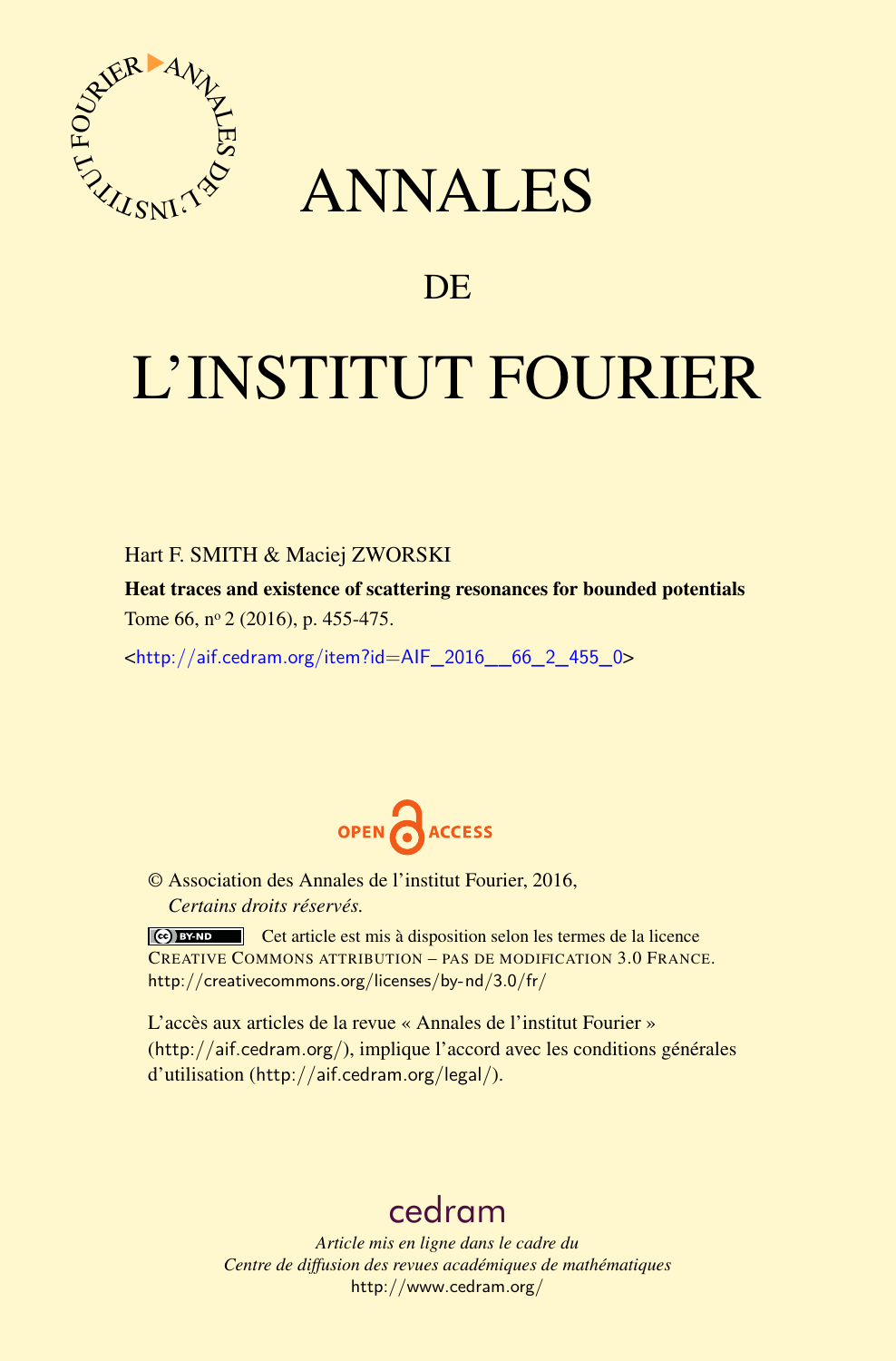# ANNALES

## DE

# L'INSTITUT FOURIER

Hart F. SMITH & Maciej ZWORSKI

**Heat traces and existence of scattering resonances for bounded potentials**

Tome 66, nº 2 (2016), p. 455-475.

<http://aif.cedram.org/item?id=AIF_2016__66_2_455_0>

OPEN ACCESS

© Association des Annales de l'institut Fourier, 2016,
*Certains droits réservés.*

Cet article est mis à disposition selon les termes de la licence CREATIVE COMMONS ATTRIBUTION – PAS DE MODIFICATION 3.0 FRANCE.
http://creativecommons.org/licenses/by-nd/3.0/fr/

L'accès aux articles de la revue « Annales de l'institut Fourier » (http://aif.cedram.org/), implique l'accord avec les conditions générales d'utilisation (http://aif.cedram.org/legal/).

cedram

*Article mis en ligne dans le cadre du*
*Centre de diffusion des revues académiques de mathématiques*
http://www.cedram.org/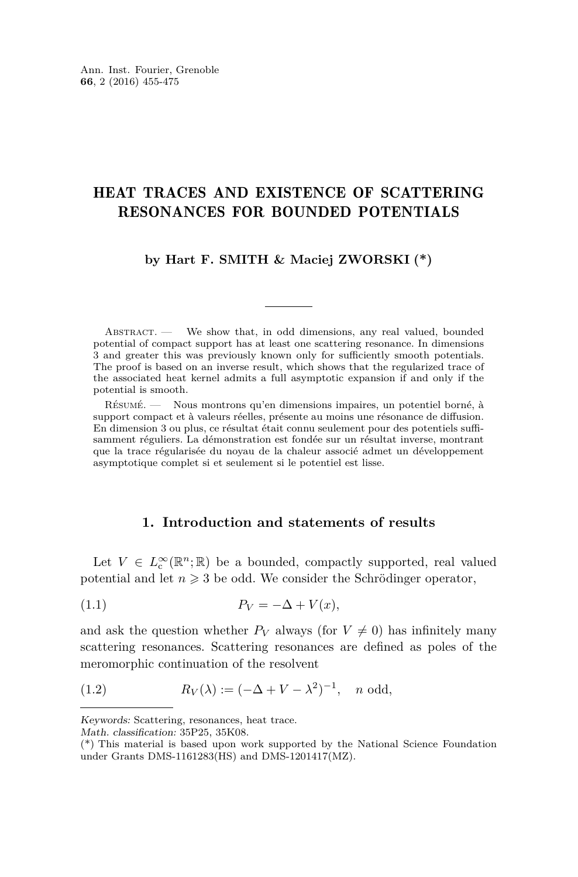# HEAT TRACES AND EXISTENCE OF SCATTERING RESONANCES FOR BOUNDED POTENTIALS

**by Hart F. SMITH & Maciej ZWORSKI (*)**

Abstract. — We show that, in odd dimensions, any real valued, bounded potential of compact support has at least one scattering resonance. In dimensions 3 and greater this was previously known only for sufficiently smooth potentials. The proof is based on an inverse result, which shows that the regularized trace of the associated heat kernel admits a full asymptotic expansion if and only if the potential is smooth.

Résumé. — Nous montrons qu'en dimensions impaires, un potentiel borné, à support compact et à valeurs réelles, présente au moins une résonance de diffusion. En dimension 3 ou plus, ce résultat était connu seulement pour des potentiels suffisamment réguliers. La démonstration est fondée sur un résultat inverse, montrant que la trace régularisée du noyau de la chaleur associé admet un développement asymptotique complet si et seulement si le potentiel est lisse.

## 1. Introduction and statements of results

Let $V \in L^\infty_{\mathrm{c}}(\mathbb{R}^n; \mathbb{R})$ be a bounded, compactly supported, real valued potential and let $n \geqslant 3$ be odd. We consider the Schrödinger operator,

$$P_V = -\Delta + V(x), \tag{1.1}$$

and ask the question whether $P_V$ always (for $V \neq 0$) has infinitely many scattering resonances. Scattering resonances are defined as poles of the meromorphic continuation of the resolvent

$$R_V(\lambda) := (-\Delta + V - \lambda^2)^{-1}, \quad n \text{ odd}, \tag{1.2}$$

*Keywords:* Scattering, resonances, heat trace.
*Math. classification:* 35P25, 35K08.
(*) This material is based upon work supported by the National Science Foundation under Grants DMS-1161283(HS) and DMS-1201417(MZ).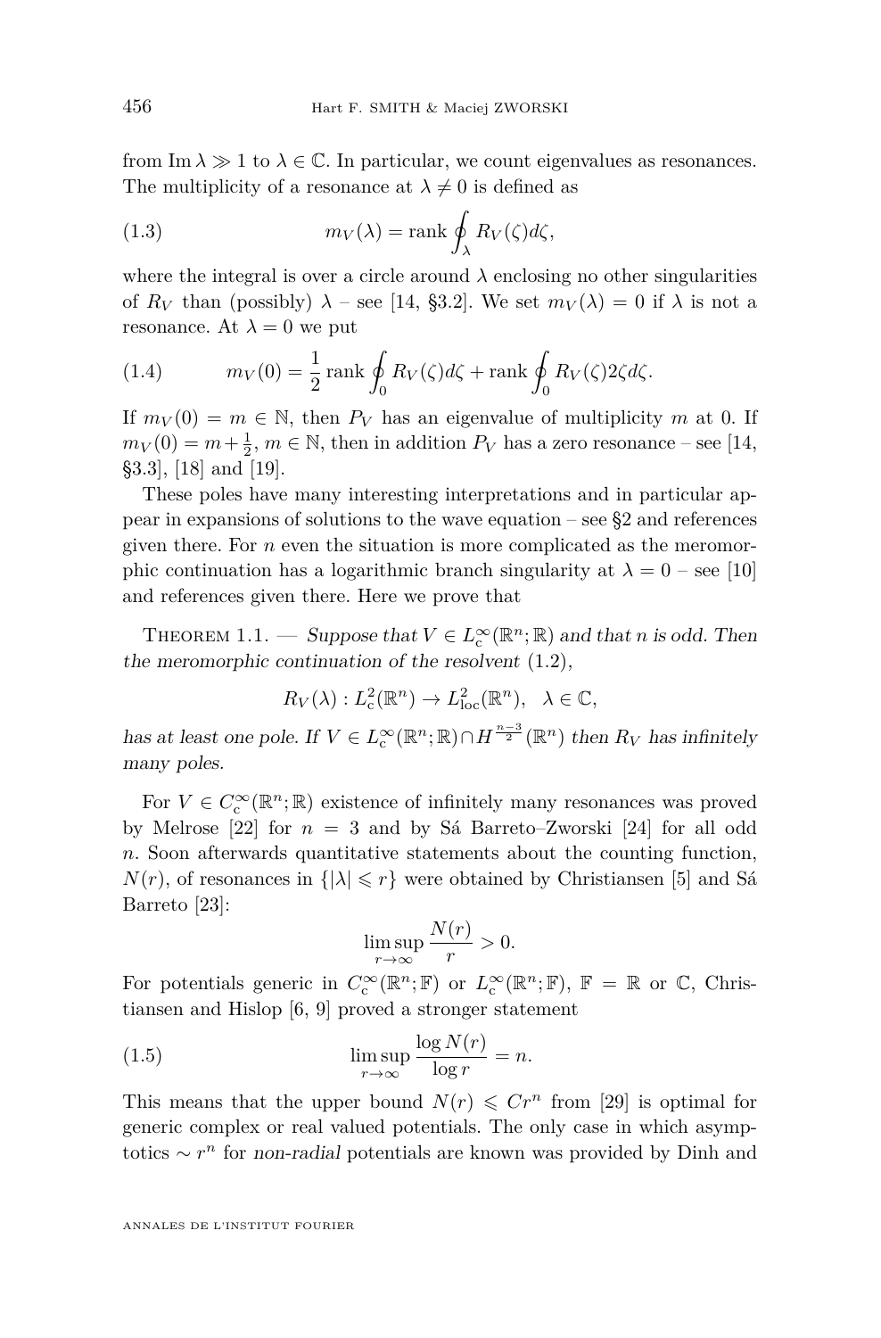from $\operatorname{Im}\lambda \gg 1$ to $\lambda \in \mathbb{C}$. In particular, we count eigenvalues as resonances. The multiplicity of a resonance at $\lambda \neq 0$ is defined as

$$m_V(\lambda) = \operatorname{rank} \oint_\lambda R_V(\zeta) d\zeta, \tag{1.3}$$

where the integral is over a circle around $\lambda$ enclosing no other singularities of $R_V$ than (possibly) $\lambda$ – see [14, §3.2]. We set $m_V(\lambda) = 0$ if $\lambda$ is not a resonance. At $\lambda = 0$ we put

$$m_V(0) = \frac{1}{2} \operatorname{rank} \oint_0 R_V(\zeta) d\zeta + \operatorname{rank} \oint_0 R_V(\zeta) 2\zeta d\zeta. \tag{1.4}$$

If $m_V(0) = m \in \mathbb{N}$, then $P_V$ has an eigenvalue of multiplicity $m$ at 0. If $m_V(0) = m + \frac{1}{2}$, $m \in \mathbb{N}$, then in addition $P_V$ has a zero resonance – see [14, §3.3], [18] and [19].

These poles have many interesting interpretations and in particular appear in expansions of solutions to the wave equation – see §2 and references given there. For $n$ even the situation is more complicated as the meromorphic continuation has a logarithmic branch singularity at $\lambda = 0$ – see [10] and references given there. Here we prove that

Theorem 1.1. — *Suppose that $V \in L^\infty_{\mathrm{c}}(\mathbb{R}^n; \mathbb{R})$ and that $n$ is odd. Then the meromorphic continuation of the resolvent* (1.2),

$$R_V(\lambda) : L^2_{\mathrm{c}}(\mathbb{R}^n) \to L^2_{\mathrm{loc}}(\mathbb{R}^n), \quad \lambda \in \mathbb{C},$$

*has at least one pole. If $V \in L^\infty_{\mathrm{c}}(\mathbb{R}^n; \mathbb{R}) \cap H^{\frac{n-3}{2}}(\mathbb{R}^n)$ then $R_V$ has infinitely many poles.*

For $V \in C^\infty_{\mathrm{c}}(\mathbb{R}^n; \mathbb{R})$ existence of infinitely many resonances was proved by Melrose [22] for $n = 3$ and by Sá Barreto–Zworski [24] for all odd $n$. Soon afterwards quantitative statements about the counting function, $N(r)$, of resonances in $\{|\lambda| \leqslant r\}$ were obtained by Christiansen [5] and Sá Barreto [23]:

$$\limsup_{r \to \infty} \frac{N(r)}{r} > 0.$$

For potentials generic in $C^\infty_{\mathrm{c}}(\mathbb{R}^n; \mathbb{F})$ or $L^\infty_{\mathrm{c}}(\mathbb{R}^n; \mathbb{F})$, $\mathbb{F} = \mathbb{R}$ or $\mathbb{C}$, Christiansen and Hislop [6, 9] proved a stronger statement

$$\limsup_{r \to \infty} \frac{\log N(r)}{\log r} = n. \tag{1.5}$$

This means that the upper bound $N(r) \leqslant C r^n$ from [29] is optimal for generic complex or real valued potentials. The only case in which asymptotics $\sim r^n$ for *non-radial* potentials are known was provided by Dinh and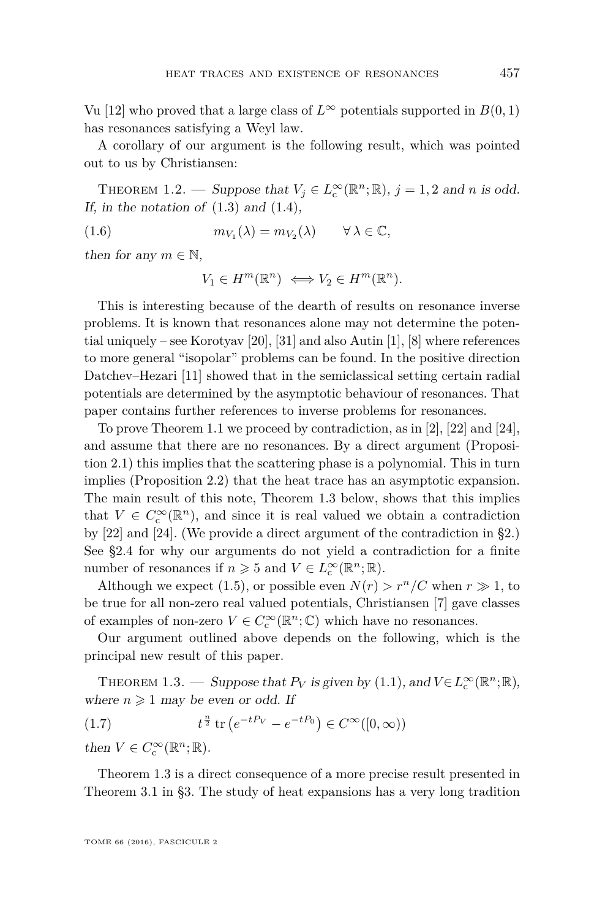Vu [12] who proved that a large class of $L^\infty$ potentials supported in $B(0,1)$ has resonances satisfying a Weyl law.

A corollary of our argument is the following result, which was pointed out to us by Christiansen:

Theorem 1.2. — *Suppose that $V_j \in L^\infty_{\rm c}(\mathbb{R}^n;\mathbb{R})$, $j=1,2$ and $n$ is odd. If, in the notation of* (1.3) *and* (1.4),

$$m_{V_1}(\lambda) = m_{V_2}(\lambda) \qquad \forall\, \lambda \in \mathbb{C}, \tag{1.6}$$

*then for any $m \in \mathbb{N}$,*

$$V_1 \in H^m(\mathbb{R}^n) \iff V_2 \in H^m(\mathbb{R}^n).$$

This is interesting because of the dearth of results on resonance inverse problems. It is known that resonances alone may not determine the potential uniquely – see Korotyav [20], [31] and also Autin [1], [8] where references to more general "isopolar" problems can be found. In the positive direction Datchev–Hezari [11] showed that in the semiclassical setting certain radial potentials are determined by the asymptotic behaviour of resonances. That paper contains further references to inverse problems for resonances.

To prove Theorem 1.1 we proceed by contradiction, as in [2], [22] and [24], and assume that there are no resonances. By a direct argument (Proposition 2.1) this implies that the scattering phase is a polynomial. This in turn implies (Proposition 2.2) that the heat trace has an asymptotic expansion. The main result of this note, Theorem 1.3 below, shows that this implies that $V \in C^\infty_{\rm c}(\mathbb{R}^n)$, and since it is real valued we obtain a contradiction by [22] and [24]. (We provide a direct argument of the contradiction in §2.) See §2.4 for why our arguments do not yield a contradiction for a finite number of resonances if $n \geqslant 5$ and $V \in L^\infty_{\rm c}(\mathbb{R}^n;\mathbb{R})$.

Although we expect (1.5), or possible even $N(r) > r^n/C$ when $r \gg 1$, to be true for all non-zero real valued potentials, Christiansen [7] gave classes of examples of non-zero $V \in C^\infty_{\rm c}(\mathbb{R}^n;\mathbb{C})$ which have no resonances.

Our argument outlined above depends on the following, which is the principal new result of this paper.

Theorem 1.3. — *Suppose that $P_V$ is given by* (1.1), *and $V \in L^\infty_{\rm c}(\mathbb{R}^n;\mathbb{R})$, where $n \geqslant 1$ may be even or odd. If*

$$t^{\frac{n}{2}} \operatorname{tr}\left(e^{-tP_V} - e^{-tP_0}\right) \in C^\infty([0,\infty)) \tag{1.7}$$

*then $V \in C^\infty_{\rm c}(\mathbb{R}^n;\mathbb{R})$.*

Theorem 1.3 is a direct consequence of a more precise result presented in Theorem 3.1 in §3. The study of heat expansions has a very long tradition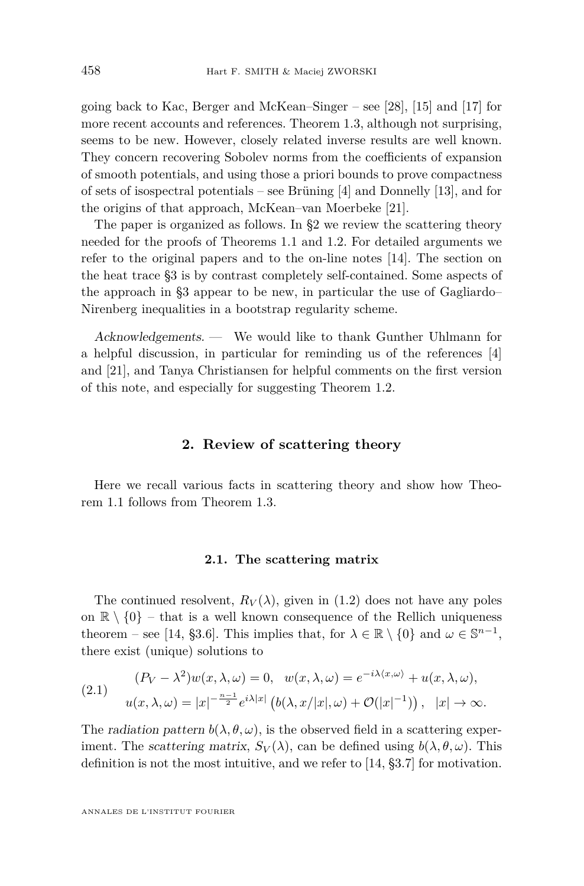going back to Kac, Berger and McKean–Singer – see [28], [15] and [17] for more recent accounts and references. Theorem 1.3, although not surprising, seems to be new. However, closely related inverse results are well known. They concern recovering Sobolev norms from the coefficients of expansion of smooth potentials, and using those a priori bounds to prove compactness of sets of isospectral potentials – see Brüning [4] and Donnelly [13], and for the origins of that approach, McKean–van Moerbeke [21].

The paper is organized as follows. In §2 we review the scattering theory needed for the proofs of Theorems 1.1 and 1.2. For detailed arguments we refer to the original papers and to the on-line notes [14]. The section on the heat trace §3 is by contrast completely self-contained. Some aspects of the approach in §3 appear to be new, in particular the use of Gagliardo–Nirenberg inequalities in a bootstrap regularity scheme.

*Acknowledgements.* — We would like to thank Gunther Uhlmann for a helpful discussion, in particular for reminding us of the references [4] and [21], and Tanya Christiansen for helpful comments on the first version of this note, and especially for suggesting Theorem 1.2.

## 2. Review of scattering theory

Here we recall various facts in scattering theory and show how Theorem 1.1 follows from Theorem 1.3.

### 2.1. The scattering matrix

The continued resolvent, $R_V(\lambda)$, given in (1.2) does not have any poles on $\mathbb{R} \setminus \{0\}$ – that is a well known consequence of the Rellich uniqueness theorem – see [14, §3.6]. This implies that, for $\lambda \in \mathbb{R} \setminus \{0\}$ and $\omega \in \mathbb{S}^{n-1}$, there exist (unique) solutions to

$$
\begin{aligned}
&(P_V - \lambda^2) w(x, \lambda, \omega) = 0, \quad w(x, \lambda, \omega) = e^{-i\lambda\langle x, \omega\rangle} + u(x, \lambda, \omega), \\
&u(x, \lambda, \omega) = |x|^{-\frac{n-1}{2}} e^{i\lambda|x|} \left( b(\lambda, x/|x|, \omega) + \mathcal{O}(|x|^{-1}) \right), \quad |x| \to \infty.
\end{aligned} \tag{2.1}
$$

The *radiation pattern* $b(\lambda, \theta, \omega)$, is the observed field in a scattering experiment. The *scattering matrix*, $S_V(\lambda)$, can be defined using $b(\lambda, \theta, \omega)$. This definition is not the most intuitive, and we refer to [14, §3.7] for motivation.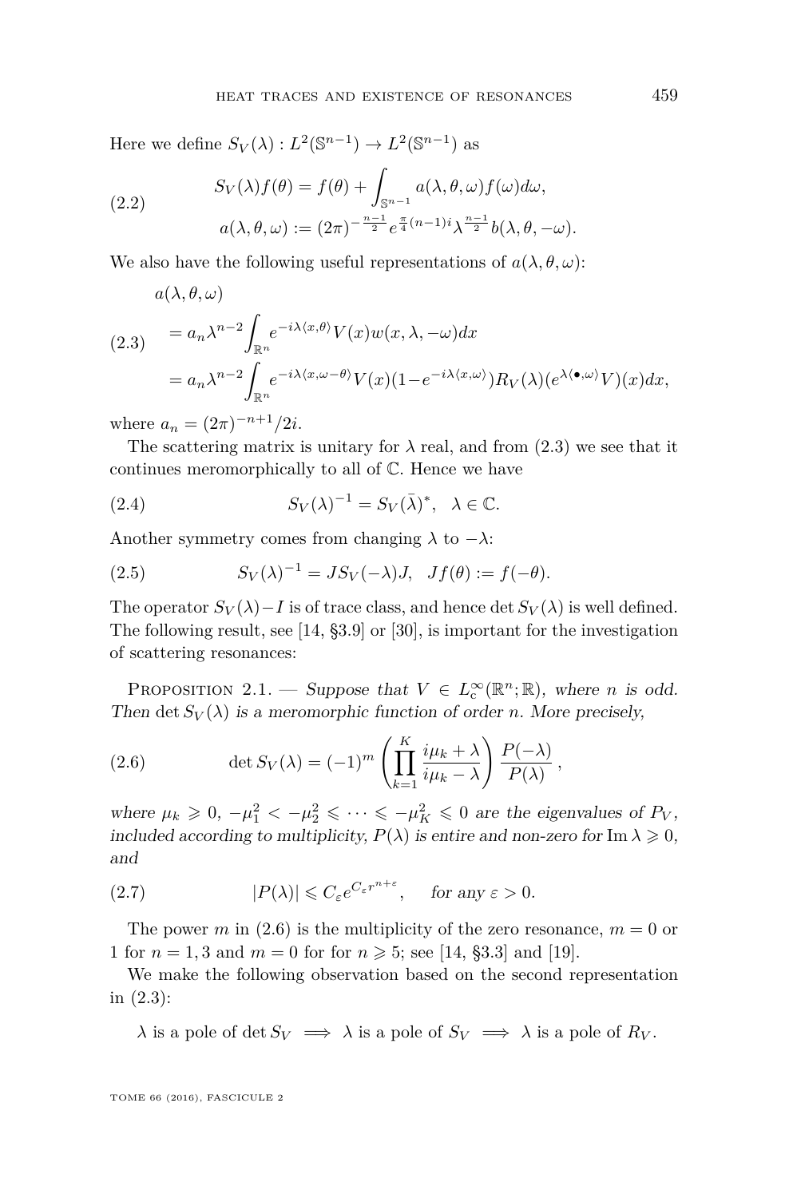Here we define $S_V(\lambda) : L^2(\mathbb{S}^{n-1}) \to L^2(\mathbb{S}^{n-1})$ as

$$
\begin{aligned}
S_V(\lambda)f(\theta) &= f(\theta) + \int_{\mathbb{S}^{n-1}} a(\lambda,\theta,\omega)f(\omega)d\omega, \\
a(\lambda,\theta,\omega) &:= (2\pi)^{-\frac{n-1}{2}} e^{\frac{\pi}{4}(n-1)i} \lambda^{\frac{n-1}{2}} b(\lambda,\theta,-\omega).
\end{aligned}
\tag{2.2}
$$

We also have the following useful representations of $a(\lambda,\theta,\omega)$:

$$
\begin{aligned}
&a(\lambda,\theta,\omega) \\
&\quad = a_n \lambda^{n-2} \int_{\mathbb{R}^n} e^{-i\lambda\langle x,\theta\rangle} V(x) w(x,\lambda,-\omega) dx \\
&\quad = a_n \lambda^{n-2} \int_{\mathbb{R}^n} e^{-i\lambda\langle x,\omega-\theta\rangle} V(x)(1-e^{-i\lambda\langle x,\omega\rangle}) R_V(\lambda)(e^{\lambda\langle \bullet,\omega\rangle}V)(x) dx,
\end{aligned}
\tag{2.3}
$$

where $a_n = (2\pi)^{-n+1}/2i$.

The scattering matrix is unitary for $\lambda$ real, and from (2.3) we see that it continues meromorphically to all of $\mathbb{C}$. Hence we have

$$
S_V(\lambda)^{-1} = S_V(\bar{\lambda})^*, \quad \lambda \in \mathbb{C}. \tag{2.4}
$$

Another symmetry comes from changing $\lambda$ to $-\lambda$:

$$
S_V(\lambda)^{-1} = J S_V(-\lambda) J, \quad Jf(\theta) := f(-\theta). \tag{2.5}
$$

The operator $S_V(\lambda) - I$ is of trace class, and hence $\det S_V(\lambda)$ is well defined. The following result, see [14, §3.9] or [30], is important for the investigation of scattering resonances:

Proposition 2.1. — *Suppose that $V \in L^\infty_{\mathrm{c}}(\mathbb{R}^n;\mathbb{R})$, where $n$ is odd. Then $\det S_V(\lambda)$ is a meromorphic function of order $n$. More precisely,*

$$
\det S_V(\lambda) = (-1)^m \left( \prod_{k=1}^{K} \frac{i\mu_k + \lambda}{i\mu_k - \lambda} \right) \frac{P(-\lambda)}{P(\lambda)}, \tag{2.6}
$$

*where $\mu_k \geqslant 0$, $-\mu_1^2 < -\mu_2^2 \leqslant \cdots \leqslant -\mu_K^2 \leqslant 0$ are the eigenvalues of $P_V$, included according to multiplicity, $P(\lambda)$ is entire and non-zero for $\operatorname{Im}\lambda \geqslant 0$, and*

$$
|P(\lambda)| \leqslant C_\varepsilon e^{C_\varepsilon r^{n+\varepsilon}}, \quad \text{for any } \varepsilon > 0. \tag{2.7}
$$

The power $m$ in (2.6) is the multiplicity of the zero resonance, $m = 0$ or $1$ for $n = 1, 3$ and $m = 0$ for for $n \geqslant 5$; see [14, §3.3] and [19].

We make the following observation based on the second representation in (2.3):

$$
\lambda \text{ is a pole of } \det S_V \implies \lambda \text{ is a pole of } S_V \implies \lambda \text{ is a pole of } R_V.
$$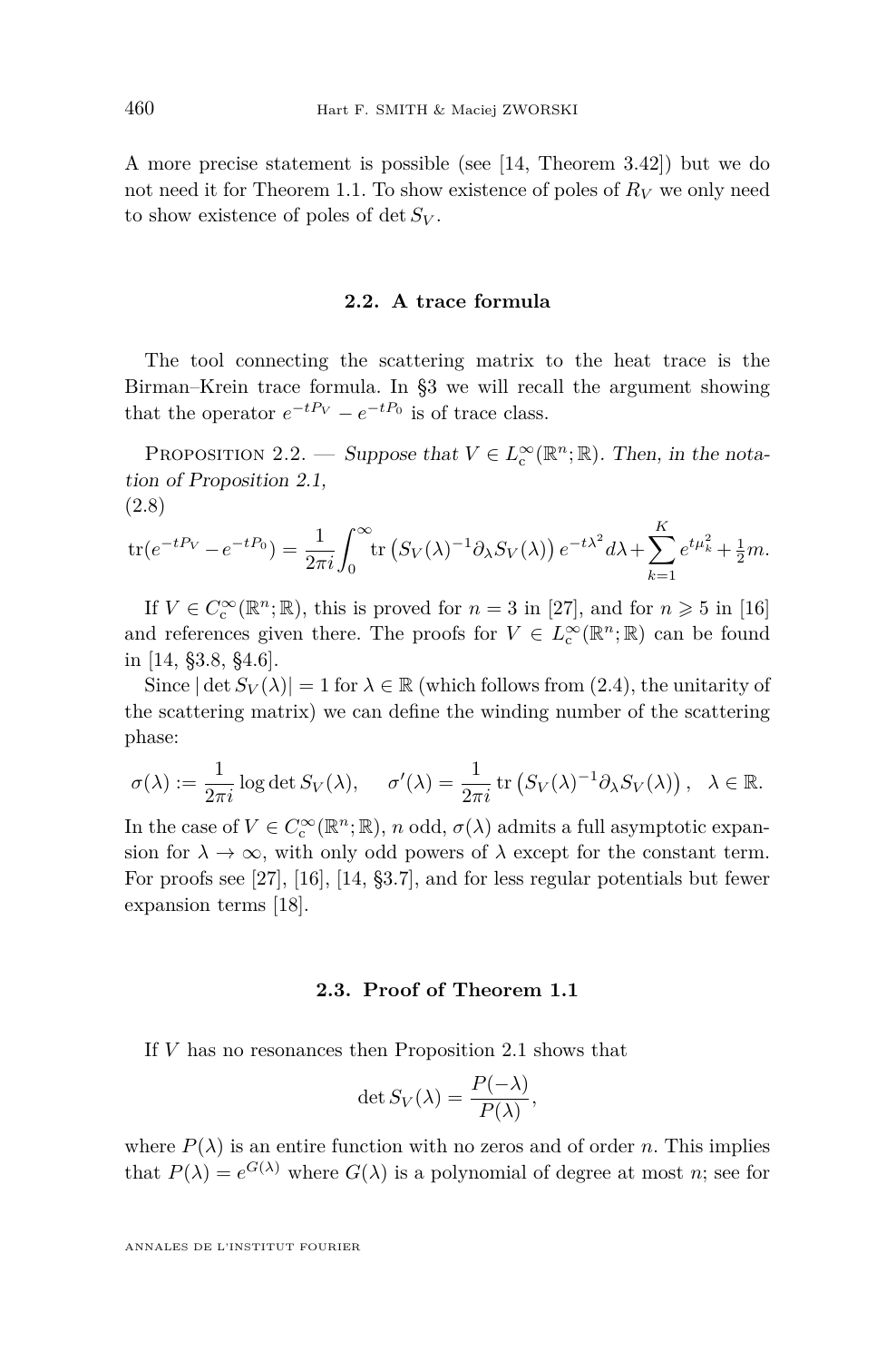A more precise statement is possible (see [14, Theorem 3.42]) but we do not need it for Theorem 1.1. To show existence of poles of $R_V$ we only need to show existence of poles of $\det S_V$.

### 2.2. A trace formula

The tool connecting the scattering matrix to the heat trace is the Birman–Krein trace formula. In §3 we will recall the argument showing that the operator $e^{-tP_V} - e^{-tP_0}$ is of trace class.

Proposition 2.2. — *Suppose that $V \in L^\infty_{\mathrm{c}}(\mathbb{R}^n;\mathbb{R})$. Then, in the notation of Proposition 2.1,*

(2.8)
$$\operatorname{tr}(e^{-tP_V} - e^{-tP_0}) = \frac{1}{2\pi i}\int_0^\infty \operatorname{tr}\left(S_V(\lambda)^{-1}\partial_\lambda S_V(\lambda)\right) e^{-t\lambda^2} d\lambda + \sum_{k=1}^{K} e^{t\mu_k^2} + \tfrac{1}{2}m.$$

If $V \in C^\infty_{\mathrm{c}}(\mathbb{R}^n;\mathbb{R})$, this is proved for $n = 3$ in [27], and for $n \geqslant 5$ in [16] and references given there. The proofs for $V \in L^\infty_{\mathrm{c}}(\mathbb{R}^n;\mathbb{R})$ can be found in [14, §3.8, §4.6].

Since $|\det S_V(\lambda)| = 1$ for $\lambda \in \mathbb{R}$ (which follows from (2.4), the unitarity of the scattering matrix) we can define the winding number of the scattering phase:

$$\sigma(\lambda) := \frac{1}{2\pi i}\log\det S_V(\lambda), \qquad \sigma'(\lambda) = \frac{1}{2\pi i}\operatorname{tr}\left(S_V(\lambda)^{-1}\partial_\lambda S_V(\lambda)\right), \quad \lambda \in \mathbb{R}.$$

In the case of $V \in C^\infty_{\mathrm{c}}(\mathbb{R}^n;\mathbb{R})$, $n$ odd, $\sigma(\lambda)$ admits a full asymptotic expansion for $\lambda \to \infty$, with only odd powers of $\lambda$ except for the constant term. For proofs see [27], [16], [14, §3.7], and for less regular potentials but fewer expansion terms [18].

### 2.3. Proof of Theorem 1.1

If $V$ has no resonances then Proposition 2.1 shows that

$$\det S_V(\lambda) = \frac{P(-\lambda)}{P(\lambda)},$$

where $P(\lambda)$ is an entire function with no zeros and of order $n$. This implies that $P(\lambda) = e^{G(\lambda)}$ where $G(\lambda)$ is a polynomial of degree at most $n$; see for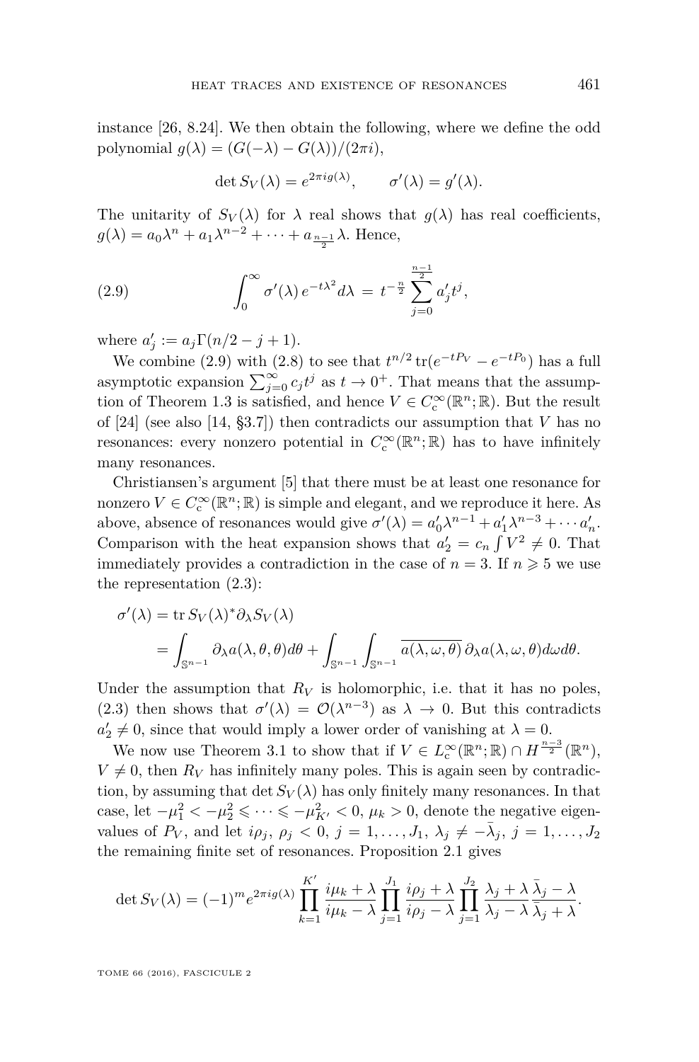instance [26, 8.24]. We then obtain the following, where we define the odd polynomial $g(\lambda) = (G(-\lambda) - G(\lambda))/(2\pi i)$,

$$\det S_V(\lambda) = e^{2\pi i g(\lambda)}, \qquad \sigma'(\lambda) = g'(\lambda).$$

The unitarity of $S_V(\lambda)$ for $\lambda$ real shows that $g(\lambda)$ has real coefficients, $g(\lambda) = a_0\lambda^n + a_1\lambda^{n-2} + \cdots + a_{\frac{n-1}{2}}\lambda$. Hence,

$$\int_0^\infty \sigma'(\lambda)\, e^{-t\lambda^2} d\lambda \,=\, t^{-\frac{n}{2}} \sum_{j=0}^{\frac{n-1}{2}} a'_j t^j, \tag{2.9}$$

where $a'_j := a_j \Gamma(n/2 - j + 1)$.

We combine (2.9) with (2.8) to see that $t^{n/2} \operatorname{tr}(e^{-tP_V} - e^{-tP_0})$ has a full asymptotic expansion $\sum_{j=0}^\infty c_j t^j$ as $t \to 0^+$. That means that the assumption of Theorem 1.3 is satisfied, and hence $V \in C_c^\infty(\mathbb{R}^n; \mathbb{R})$. But the result of [24] (see also [14, §3.7]) then contradicts our assumption that $V$ has no resonances: every nonzero potential in $C_c^\infty(\mathbb{R}^n; \mathbb{R})$ has to have infinitely many resonances.

Christiansen's argument [5] that there must be at least one resonance for nonzero $V \in C_c^\infty(\mathbb{R}^n; \mathbb{R})$ is simple and elegant, and we reproduce it here. As above, absence of resonances would give $\sigma'(\lambda) = a'_0\lambda^{n-1} + a'_1\lambda^{n-3} + \cdots a'_n$. Comparison with the heat expansion shows that $a'_2 = c_n \int V^2 \neq 0$. That immediately provides a contradiction in the case of $n = 3$. If $n \geqslant 5$ we use the representation (2.3):

$$\begin{aligned}
\sigma'(\lambda) &= \operatorname{tr} S_V(\lambda)^* \partial_\lambda S_V(\lambda) \\
&= \int_{\mathbb{S}^{n-1}} \partial_\lambda a(\lambda, \theta, \theta) d\theta + \int_{\mathbb{S}^{n-1}} \int_{\mathbb{S}^{n-1}} \overline{a(\lambda, \omega, \theta)}\, \partial_\lambda a(\lambda, \omega, \theta) d\omega d\theta.
\end{aligned}$$

Under the assumption that $R_V$ is holomorphic, i.e. that it has no poles, (2.3) then shows that $\sigma'(\lambda) = \mathcal{O}(\lambda^{n-3})$ as $\lambda \to 0$. But this contradicts $a'_2 \neq 0$, since that would imply a lower order of vanishing at $\lambda = 0$.

We now use Theorem 3.1 to show that if $V \in L_c^\infty(\mathbb{R}^n; \mathbb{R}) \cap H^{\frac{n-3}{2}}(\mathbb{R}^n)$, $V \neq 0$, then $R_V$ has infinitely many poles. This is again seen by contradiction, by assuming that $\det S_V(\lambda)$ has only finitely many resonances. In that case, let $-\mu_1^2 < -\mu_2^2 \leqslant \cdots \leqslant -\mu_{K'}^2 < 0$, $\mu_k > 0$, denote the negative eigenvalues of $P_V$, and let $i\rho_j$, $\rho_j < 0$, $j = 1, \ldots, J_1$, $\lambda_j \neq -\bar{\lambda}_j$, $j = 1, \ldots, J_2$ the remaining finite set of resonances. Proposition 2.1 gives

$$\det S_V(\lambda) = (-1)^m e^{2\pi i g(\lambda)} \prod_{k=1}^{K'} \frac{i\mu_k + \lambda}{i\mu_k - \lambda} \prod_{j=1}^{J_1} \frac{i\rho_j + \lambda}{i\rho_j - \lambda} \prod_{j=1}^{J_2} \frac{\lambda_j + \lambda}{\lambda_j - \lambda} \frac{\bar{\lambda}_j - \lambda}{\bar{\lambda}_j + \lambda}.$$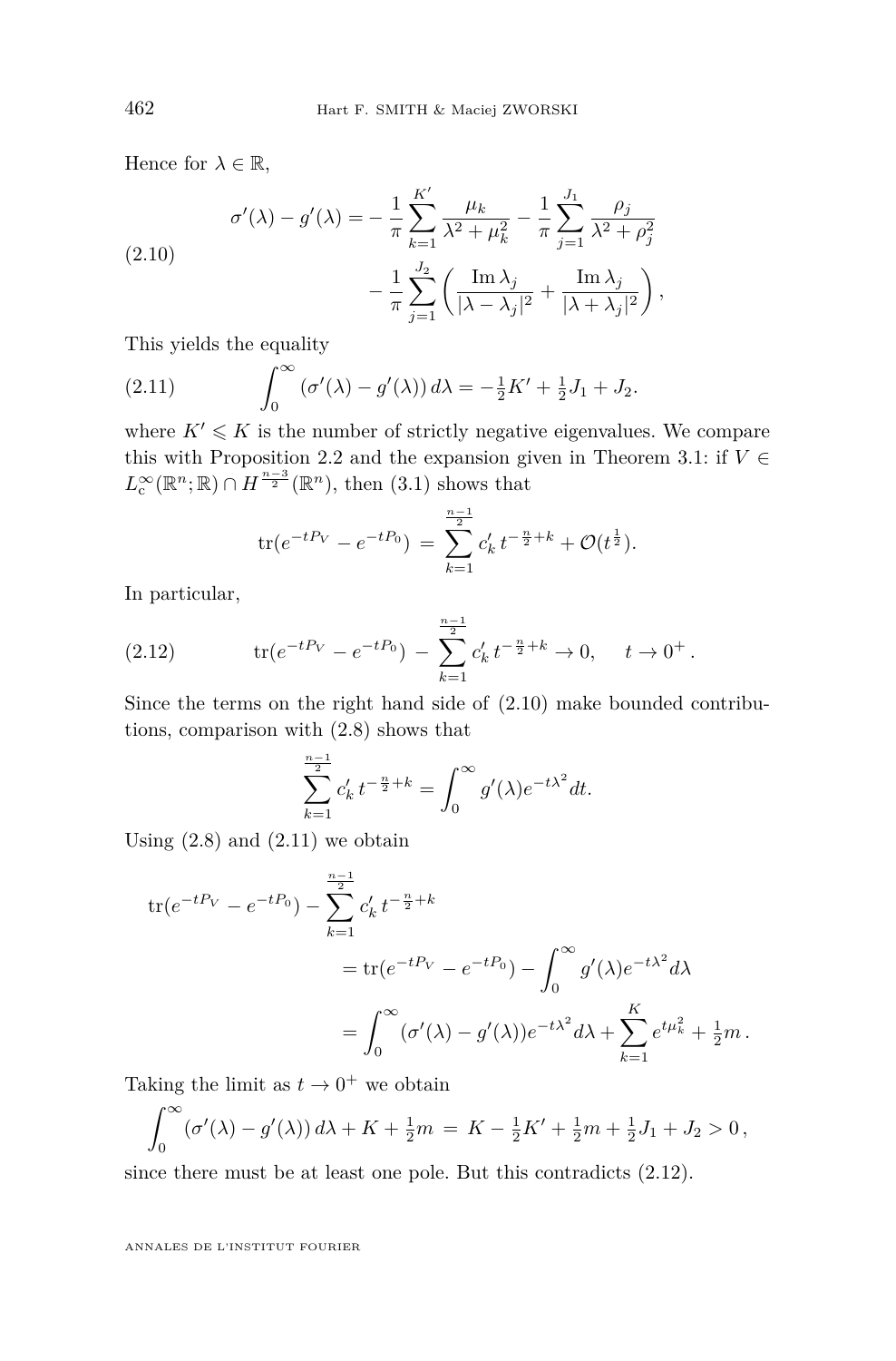Hence for $\lambda \in \mathbb{R}$,

$$
\sigma'(\lambda) - g'(\lambda) = -\frac{1}{\pi}\sum_{k=1}^{K'} \frac{\mu_k}{\lambda^2 + \mu_k^2} - \frac{1}{\pi}\sum_{j=1}^{J_1} \frac{\rho_j}{\lambda^2 + \rho_j^2} - \frac{1}{\pi}\sum_{j=1}^{J_2}\left( \frac{\operatorname{Im}\lambda_j}{|\lambda - \lambda_j|^2} + \frac{\operatorname{Im}\lambda_j}{|\lambda + \lambda_j|^2}\right), \tag{2.10}
$$

This yields the equality

$$
\int_0^\infty (\sigma'(\lambda) - g'(\lambda))\, d\lambda = -\tfrac{1}{2}K' + \tfrac{1}{2}J_1 + J_2. \tag{2.11}
$$

where $K' \leqslant K$ is the number of strictly negative eigenvalues. We compare this with Proposition 2.2 and the expansion given in Theorem 3.1: if $V \in L^\infty_{\mathrm{c}}(\mathbb{R}^n;\mathbb{R}) \cap H^{\frac{n-3}{2}}(\mathbb{R}^n)$, then (3.1) shows that

$$
\operatorname{tr}(e^{-tP_V} - e^{-tP_0}) \,=\, \sum_{k=1}^{\frac{n-1}{2}} c'_k\, t^{-\frac{n}{2}+k} + \mathcal{O}(t^{\frac{1}{2}}).
$$

In particular,

$$
\operatorname{tr}(e^{-tP_V} - e^{-tP_0}) \,-\, \sum_{k=1}^{\frac{n-1}{2}} c'_k\, t^{-\frac{n}{2}+k} \to 0, \qquad t \to 0^+\,. \tag{2.12}
$$

Since the terms on the right hand side of (2.10) make bounded contributions, comparison with (2.8) shows that

$$
\sum_{k=1}^{\frac{n-1}{2}} c'_k\, t^{-\frac{n}{2}+k} = \int_0^\infty g'(\lambda) e^{-t\lambda^2} dt.
$$

Using (2.8) and (2.11) we obtain

$$
\begin{aligned}
\operatorname{tr}(e^{-tP_V} - e^{-tP_0}) - \sum_{k=1}^{\frac{n-1}{2}} c'_k\, t^{-\frac{n}{2}+k}
&= \operatorname{tr}(e^{-tP_V} - e^{-tP_0}) - \int_0^\infty g'(\lambda) e^{-t\lambda^2} d\lambda \\
&= \int_0^\infty (\sigma'(\lambda) - g'(\lambda)) e^{-t\lambda^2} d\lambda + \sum_{k=1}^{K} e^{t\mu_k^2} + \tfrac{1}{2}m\,.
\end{aligned}
$$

Taking the limit as $t \to 0^+$ we obtain

$$
\int_0^\infty (\sigma'(\lambda) - g'(\lambda))\, d\lambda + K + \tfrac{1}{2}m \,=\, K - \tfrac{1}{2}K' + \tfrac{1}{2}m + \tfrac{1}{2}J_1 + J_2 > 0\,,
$$

since there must be at least one pole. But this contradicts (2.12).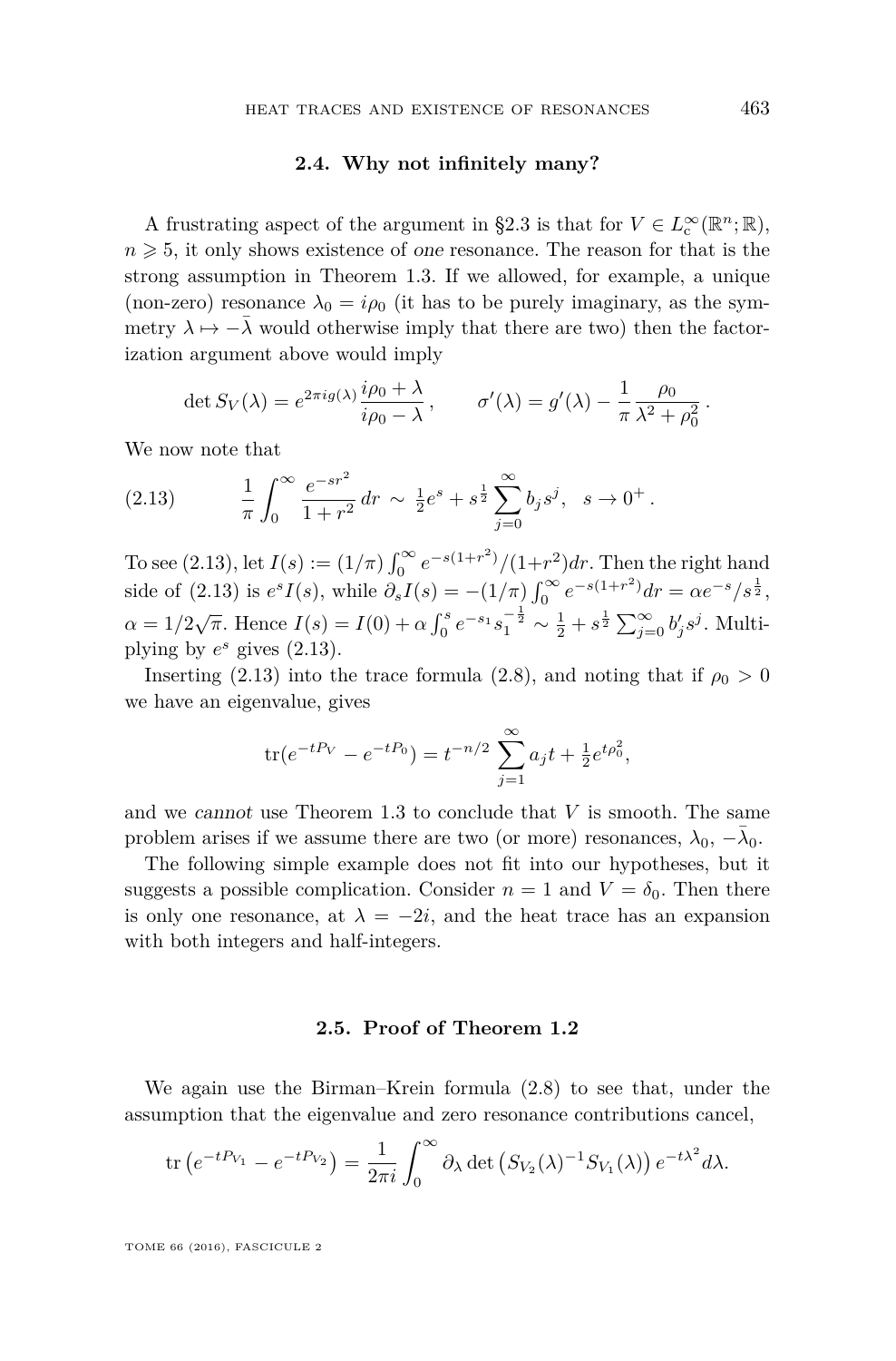### 2.4. Why not infinitely many?

A frustrating aspect of the argument in §2.3 is that for $V \in L^\infty_{\rm c}(\mathbb{R}^n;\mathbb{R})$, $n \geqslant 5$, it only shows existence of *one* resonance. The reason for that is the strong assumption in Theorem 1.3. If we allowed, for example, a unique (non-zero) resonance $\lambda_0 = i\rho_0$ (it has to be purely imaginary, as the symmetry $\lambda \mapsto -\bar{\lambda}$ would otherwise imply that there are two) then the factorization argument above would imply

$$\det S_V(\lambda) = e^{2\pi i g(\lambda)} \frac{i\rho_0 + \lambda}{i\rho_0 - \lambda}, \qquad \sigma'(\lambda) = g'(\lambda) - \frac{1}{\pi}\frac{\rho_0}{\lambda^2 + \rho_0^2}.$$

We now note that

$$\frac{1}{\pi}\int_0^\infty \frac{e^{-sr^2}}{1+r^2}\,dr \sim \tfrac{1}{2}e^s + s^{\frac{1}{2}}\sum_{j=0}^\infty b_j s^j, \quad s \to 0^+. \tag{2.13}$$

To see (2.13), let $I(s) := (1/\pi)\int_0^\infty e^{-s(1+r^2)}/(1+r^2)dr$. Then the right hand side of (2.13) is $e^s I(s)$, while $\partial_s I(s) = -(1/\pi)\int_0^\infty e^{-s(1+r^2)}dr = \alpha e^{-s}/s^{\frac{1}{2}}$, $\alpha = 1/2\sqrt{\pi}$. Hence $I(s) = I(0) + \alpha\int_0^s e^{-s_1}s_1^{-\frac{1}{2}} \sim \frac{1}{2} + s^{\frac{1}{2}}\sum_{j=0}^\infty b'_j s^j$. Multiplying by $e^s$ gives (2.13).

Inserting (2.13) into the trace formula (2.8), and noting that if $\rho_0 > 0$ we have an eigenvalue, gives

$$\operatorname{tr}(e^{-tP_V} - e^{-tP_0}) = t^{-n/2}\sum_{j=1}^\infty a_j t + \tfrac{1}{2}e^{t\rho_0^2},$$

and we *cannot* use Theorem 1.3 to conclude that $V$ is smooth. The same problem arises if we assume there are two (or more) resonances, $\lambda_0$, $-\bar{\lambda}_0$.

The following simple example does not fit into our hypotheses, but it suggests a possible complication. Consider $n = 1$ and $V = \delta_0$. Then there is only one resonance, at $\lambda = -2i$, and the heat trace has an expansion with both integers and half-integers.

### 2.5. Proof of Theorem 1.2

We again use the Birman–Krein formula (2.8) to see that, under the assumption that the eigenvalue and zero resonance contributions cancel,

$$\operatorname{tr}\left(e^{-tP_{V_1}} - e^{-tP_{V_2}}\right) = \frac{1}{2\pi i}\int_0^\infty \partial_\lambda \det\left(S_{V_2}(\lambda)^{-1}S_{V_1}(\lambda)\right)e^{-t\lambda^2}d\lambda.$$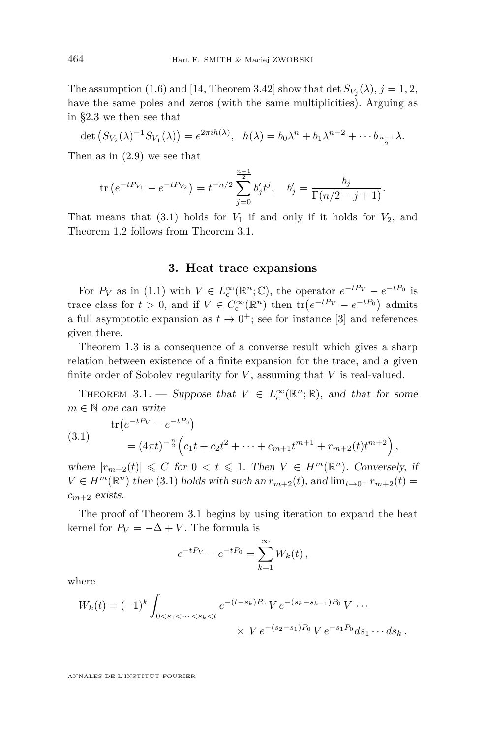The assumption (1.6) and [14, Theorem 3.42] show that $\det S_{V_j}(\lambda)$, $j = 1, 2$, have the same poles and zeros (with the same multiplicities). Arguing as in §2.3 we then see that

$$\det\big(S_{V_2}(\lambda)^{-1} S_{V_1}(\lambda)\big) = e^{2\pi i h(\lambda)}, \quad h(\lambda) = b_0 \lambda^n + b_1 \lambda^{n-2} + \cdots b_{\frac{n-1}{2}} \lambda.$$

Then as in (2.9) we see that

$$\operatorname{tr}\big(e^{-tP_{V_1}} - e^{-tP_{V_2}}\big) = t^{-n/2} \sum_{j=0}^{\frac{n-1}{2}} b_j' t^j, \quad b_j' = \frac{b_j}{\Gamma(n/2 - j + 1)}.$$

That means that (3.1) holds for $V_1$ if and only if it holds for $V_2$, and Theorem 1.2 follows from Theorem 3.1.

## 3. Heat trace expansions

For $P_V$ as in (1.1) with $V \in L^\infty_{\mathrm{c}}(\mathbb{R}^n; \mathbb{C})$, the operator $e^{-tP_V} - e^{-tP_0}$ is trace class for $t > 0$, and if $V \in C^\infty_{\mathrm{c}}(\mathbb{R}^n)$ then $\operatorname{tr}\big(e^{-tP_V} - e^{-tP_0}\big)$ admits a full asymptotic expansion as $t \to 0^+$; see for instance [3] and references given there.

Theorem 1.3 is a consequence of a converse result which gives a sharp relation between existence of a finite expansion for the trace, and a given finite order of Sobolev regularity for $V$, assuming that $V$ is real-valued.

Theorem 3.1. — *Suppose that $V \in L^\infty_{\mathrm{c}}(\mathbb{R}^n; \mathbb{R})$, and that for some $m \in \mathbb{N}$ one can write*

$$\begin{aligned} &\operatorname{tr}\big(e^{-tP_V} - e^{-tP_0}\big) \\ &\quad = (4\pi t)^{-\frac{n}{2}} \Big(c_1 t + c_2 t^2 + \cdots + c_{m+1} t^{m+1} + r_{m+2}(t) t^{m+2}\Big), \end{aligned} \tag{3.1}$$

*where $|r_{m+2}(t)| \leqslant C$ for $0 < t \leqslant 1$. Then $V \in H^m(\mathbb{R}^n)$. Conversely, if $V \in H^m(\mathbb{R}^n)$ then (3.1) holds with such an $r_{m+2}(t)$, and $\lim_{t \to 0^+} r_{m+2}(t) = c_{m+2}$ exists.*

The proof of Theorem 3.1 begins by using iteration to expand the heat kernel for $P_V = -\Delta + V$. The formula is

$$e^{-tP_V} - e^{-tP_0} = \sum_{k=1}^\infty W_k(t)\,,$$

where

$$\begin{aligned} W_k(t) = (-1)^k \int_{0 < s_1 < \cdots < s_k < t} &e^{-(t - s_k)P_0}\, V\, e^{-(s_k - s_{k-1})P_0}\, V\, \cdots \\ &\times\, V\, e^{-(s_2 - s_1)P_0}\, V\, e^{-s_1 P_0} ds_1 \cdots ds_k\,. \end{aligned}$$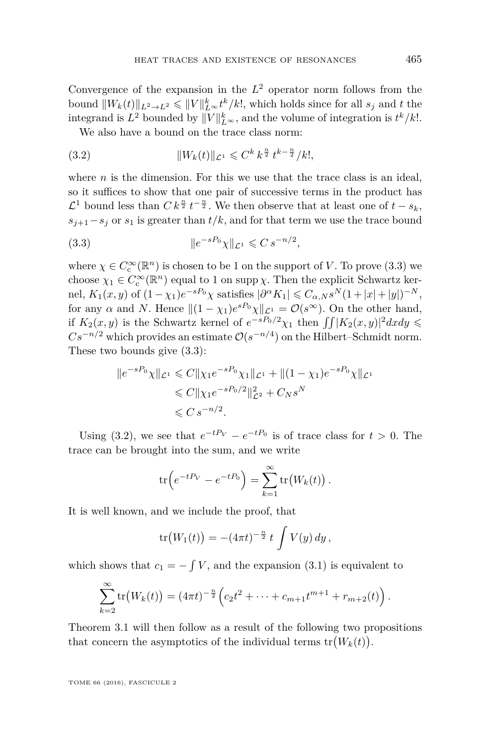Convergence of the expansion in the $L^2$ operator norm follows from the bound $\|W_k(t)\|_{L^2\to L^2} \leqslant \|V\|_{L^\infty}^k t^k/k!$, which holds since for all $s_j$ and $t$ the integrand is $L^2$ bounded by $\|V\|_{L^\infty}^k$, and the volume of integration is $t^k/k!$.

We also have a bound on the trace class norm:

$$\|W_k(t)\|_{\mathcal{L}^1} \leqslant C^k \, k^{\frac{n}{2}} \, t^{k-\frac{n}{2}}/k!, \tag{3.2}$$

where $n$ is the dimension. For this we use that the trace class is an ideal, so it suffices to show that one pair of successive terms in the product has $\mathcal{L}^1$ bound less than $C\, k^{\frac{n}{2}} \, t^{-\frac{n}{2}}$. We then observe that at least one of $t - s_k$, $s_{j+1} - s_j$ or $s_1$ is greater than $t/k$, and for that term we use the trace bound

$$\|e^{-sP_0}\chi\|_{\mathcal{L}^1} \leqslant C\, s^{-n/2}, \tag{3.3}$$

where $\chi \in C_c^\infty(\mathbb{R}^n)$ is chosen to be 1 on the support of $V$. To prove (3.3) we choose $\chi_1 \in C_c^\infty(\mathbb{R}^n)$ equal to 1 on $\operatorname{supp}\chi$. Then the explicit Schwartz kernel, $K_1(x,y)$ of $(1-\chi_1)e^{-sP_0}\chi$ satisfies $|\partial^\alpha K_1| \leqslant C_{\alpha,N} s^N (1+|x|+|y|)^{-N}$, for any $\alpha$ and $N$. Hence $\|(1-\chi_1)e^{sP_0}\chi\|_{\mathcal{L}^1} = \mathcal{O}(s^\infty)$. On the other hand, if $K_2(x,y)$ is the Schwartz kernel of $e^{-sP_0/2}\chi_1$ then $\iint |K_2(x,y)|^2 dx dy \leqslant Cs^{-n/2}$ which provides an estimate $\mathcal{O}(s^{-n/4})$ on the Hilbert–Schmidt norm. These two bounds give (3.3):

$$\begin{aligned}
\|e^{-sP_0}\chi\|_{\mathcal{L}^1} &\leqslant C\|\chi_1 e^{-sP_0}\chi_1\|_{\mathcal{L}^1} + \|(1-\chi_1)e^{-sP_0}\chi\|_{\mathcal{L}^1} \\
&\leqslant C\|\chi_1 e^{-sP_0/2}\|_{\mathcal{L}^2}^2 + C_N s^N \\
&\leqslant C\, s^{-n/2}.
\end{aligned}$$

Using (3.2), we see that $e^{-tP_V} - e^{-tP_0}$ is of trace class for $t > 0$. The trace can be brought into the sum, and we write

$$\operatorname{tr}\Big(e^{-tP_V} - e^{-tP_0}\Big) = \sum_{k=1}^{\infty} \operatorname{tr}\big(W_k(t)\big)\,.$$

It is well known, and we include the proof, that

$$\operatorname{tr}\big(W_1(t)\big) = -(4\pi t)^{-\frac{n}{2}}\, t \int V(y)\, dy\,,$$

which shows that $c_1 = -\int V$, and the expansion (3.1) is equivalent to

$$\sum_{k=2}^{\infty} \operatorname{tr}\big(W_k(t)\big) = (4\pi t)^{-\frac{n}{2}} \Big(c_2 t^2 + \cdots + c_{m+1} t^{m+1} + r_{m+2}(t)\Big)\,.$$

Theorem 3.1 will then follow as a result of the following two propositions that concern the asymptotics of the individual terms $\operatorname{tr}\big(W_k(t)\big)$.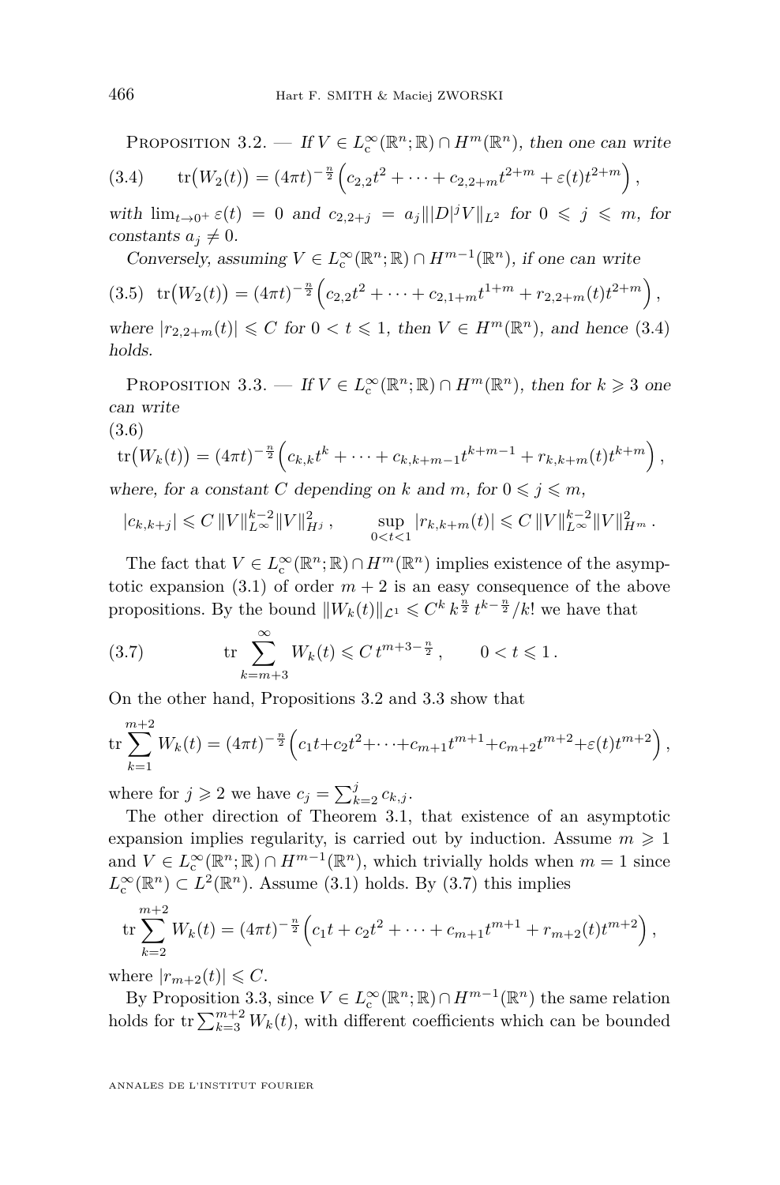Proposition 3.2. — *If $V \in L^\infty_{\mathrm{c}}(\mathbb{R}^n;\mathbb{R}) \cap H^m(\mathbb{R}^n)$, then one can write*

$$\operatorname{tr}\big(W_2(t)\big) = (4\pi t)^{-\frac{n}{2}} \Big( c_{2,2} t^2 + \cdots + c_{2,2+m} t^{2+m} + \varepsilon(t) t^{2+m} \Big) , \tag{3.4}$$

*with $\lim_{t\to 0^+} \varepsilon(t) = 0$ and $c_{2,2+j} = a_j \| |D|^j V \|_{L^2}$ for $0 \leqslant j \leqslant m$, for constants $a_j \neq 0$.*

*Conversely, assuming $V \in L^\infty_{\mathrm{c}}(\mathbb{R}^n;\mathbb{R}) \cap H^{m-1}(\mathbb{R}^n)$, if one can write*

$$\operatorname{tr}\big(W_2(t)\big) = (4\pi t)^{-\frac{n}{2}} \Big( c_{2,2} t^2 + \cdots + c_{2,1+m} t^{1+m} + r_{2,2+m}(t) t^{2+m} \Big) , \tag{3.5}$$

*where $|r_{2,2+m}(t)| \leqslant C$ for $0 < t \leqslant 1$, then $V \in H^m(\mathbb{R}^n)$, and hence (3.4) holds.*

Proposition 3.3. — *If $V \in L^\infty_{\mathrm{c}}(\mathbb{R}^n;\mathbb{R}) \cap H^m(\mathbb{R}^n)$, then for $k \geqslant 3$ one can write*

$$\operatorname{tr}\big(W_k(t)\big) = (4\pi t)^{-\frac{n}{2}} \Big( c_{k,k} t^k + \cdots + c_{k,k+m-1} t^{k+m-1} + r_{k,k+m}(t) t^{k+m} \Big) , \tag{3.6}$$

*where, for a constant $C$ depending on $k$ and $m$, for $0 \leqslant j \leqslant m$,*

$$|c_{k,k+j}| \leqslant C \, \|V\|^{k-2}_{L^\infty} \|V\|^2_{H^j} , \qquad \sup_{0<t<1} |r_{k,k+m}(t)| \leqslant C \, \|V\|^{k-2}_{L^\infty} \|V\|^2_{H^m} .$$

The fact that $V \in L^\infty_{\mathrm{c}}(\mathbb{R}^n;\mathbb{R}) \cap H^m(\mathbb{R}^n)$ implies existence of the asymptotic expansion (3.1) of order $m+2$ is an easy consequence of the above propositions. By the bound $\|W_k(t)\|_{\mathcal{L}^1} \leqslant C^k \, k^{\frac{n}{2}} \, t^{k-\frac{n}{2}}/k!$ we have that

$$\operatorname{tr} \sum_{k=m+3}^{\infty} W_k(t) \leqslant C \, t^{m+3-\frac{n}{2}} , \qquad 0 < t \leqslant 1 . \tag{3.7}$$

On the other hand, Propositions 3.2 and 3.3 show that

$$\operatorname{tr} \sum_{k=1}^{m+2} W_k(t) = (4\pi t)^{-\frac{n}{2}} \Big( c_1 t + c_2 t^2 + \cdots + c_{m+1} t^{m+1} + c_{m+2} t^{m+2} + \varepsilon(t) t^{m+2} \Big) ,$$

where for $j \geqslant 2$ we have $c_j = \sum_{k=2}^{j} c_{k,j}$.

The other direction of Theorem 3.1, that existence of an asymptotic expansion implies regularity, is carried out by induction. Assume $m \geqslant 1$ and $V \in L^\infty_{\mathrm{c}}(\mathbb{R}^n;\mathbb{R}) \cap H^{m-1}(\mathbb{R}^n)$, which trivially holds when $m = 1$ since $L^\infty_{\mathrm{c}}(\mathbb{R}^n) \subset L^2(\mathbb{R}^n)$. Assume (3.1) holds. By (3.7) this implies

$$\operatorname{tr} \sum_{k=2}^{m+2} W_k(t) = (4\pi t)^{-\frac{n}{2}} \Big( c_1 t + c_2 t^2 + \cdots + c_{m+1} t^{m+1} + r_{m+2}(t) t^{m+2} \Big) ,$$

where $|r_{m+2}(t)| \leqslant C$.

By Proposition 3.3, since $V \in L^\infty_{\mathrm{c}}(\mathbb{R}^n;\mathbb{R}) \cap H^{m-1}(\mathbb{R}^n)$ the same relation holds for $\operatorname{tr} \sum_{k=3}^{m+2} W_k(t)$, with different coefficients which can be bounded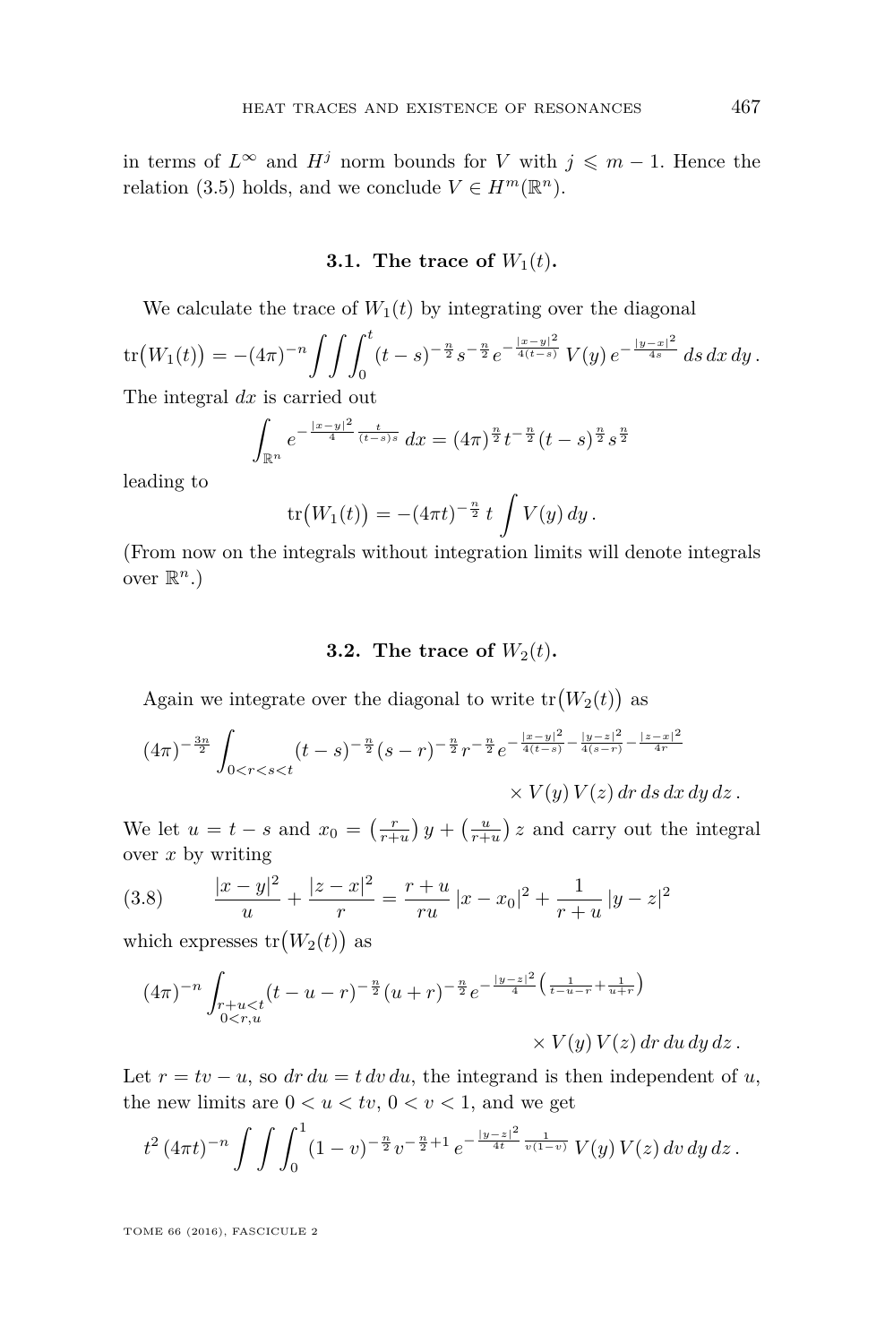in terms of $L^\infty$ and $H^j$ norm bounds for $V$ with $j \leqslant m-1$. Hence the relation (3.5) holds, and we conclude $V \in H^m(\mathbb{R}^n)$.

### 3.1. The trace of $W_1(t)$.

We calculate the trace of $W_1(t)$ by integrating over the diagonal

$$\mathrm{tr}\big(W_1(t)\big) = -(4\pi)^{-n} \iint\int_0^t (t-s)^{-\frac{n}{2}} s^{-\frac{n}{2}} e^{-\frac{|x-y|^2}{4(t-s)}}\, V(y)\, e^{-\frac{|y-x|^2}{4s}}\, ds\, dx\, dy\,.$$

The integral $dx$ is carried out

$$\int_{\mathbb{R}^n} e^{-\frac{|x-y|^2}{4}\frac{t}{(t-s)s}}\, dx = (4\pi)^{\frac{n}{2}} t^{-\frac{n}{2}} (t-s)^{\frac{n}{2}} s^{\frac{n}{2}}$$

leading to

$$\mathrm{tr}\big(W_1(t)\big) = -(4\pi t)^{-\frac{n}{2}}\, t \int V(y)\, dy\,.$$

(From now on the integrals without integration limits will denote integrals over $\mathbb{R}^n$.)

### 3.2. The trace of $W_2(t)$.

Again we integrate over the diagonal to write $\mathrm{tr}\big(W_2(t)\big)$ as

$$(4\pi)^{-\frac{3n}{2}} \int_{0<r<s<t} (t-s)^{-\frac{n}{2}} (s-r)^{-\frac{n}{2}} r^{-\frac{n}{2}} e^{-\frac{|x-y|^2}{4(t-s)} - \frac{|y-z|^2}{4(s-r)} - \frac{|z-x|^2}{4r}} \times V(y)\, V(z)\, dr\, ds\, dx\, dy\, dz\,.$$

We let $u = t-s$ and $x_0 = \left(\frac{r}{r+u}\right) y + \left(\frac{u}{r+u}\right) z$ and carry out the integral over $x$ by writing

$$\frac{|x-y|^2}{u} + \frac{|z-x|^2}{r} = \frac{r+u}{ru}\, |x-x_0|^2 + \frac{1}{r+u}\, |y-z|^2 \tag{3.8}$$

which expresses $\mathrm{tr}\big(W_2(t)\big)$ as

$$(4\pi)^{-n} \int_{\substack{r+u<t\\ 0<r,u}} (t-u-r)^{-\frac{n}{2}} (u+r)^{-\frac{n}{2}} e^{-\frac{|y-z|^2}{4}\left(\frac{1}{t-u-r} + \frac{1}{u+r}\right)} \times V(y)\, V(z)\, dr\, du\, dy\, dz\,.$$

Let $r = tv - u$, so $dr\, du = t\, dv\, du$, the integrand is then independent of $u$, the new limits are $0<u<tv$, $0<v<1$, and we get

$$t^2\, (4\pi t)^{-n} \int\int\int_0^1 (1-v)^{-\frac{n}{2}} v^{-\frac{n}{2}+1}\, e^{-\frac{|y-z|^2}{4t}\frac{1}{v(1-v)}}\, V(y)\, V(z)\, dv\, dy\, dz\,.$$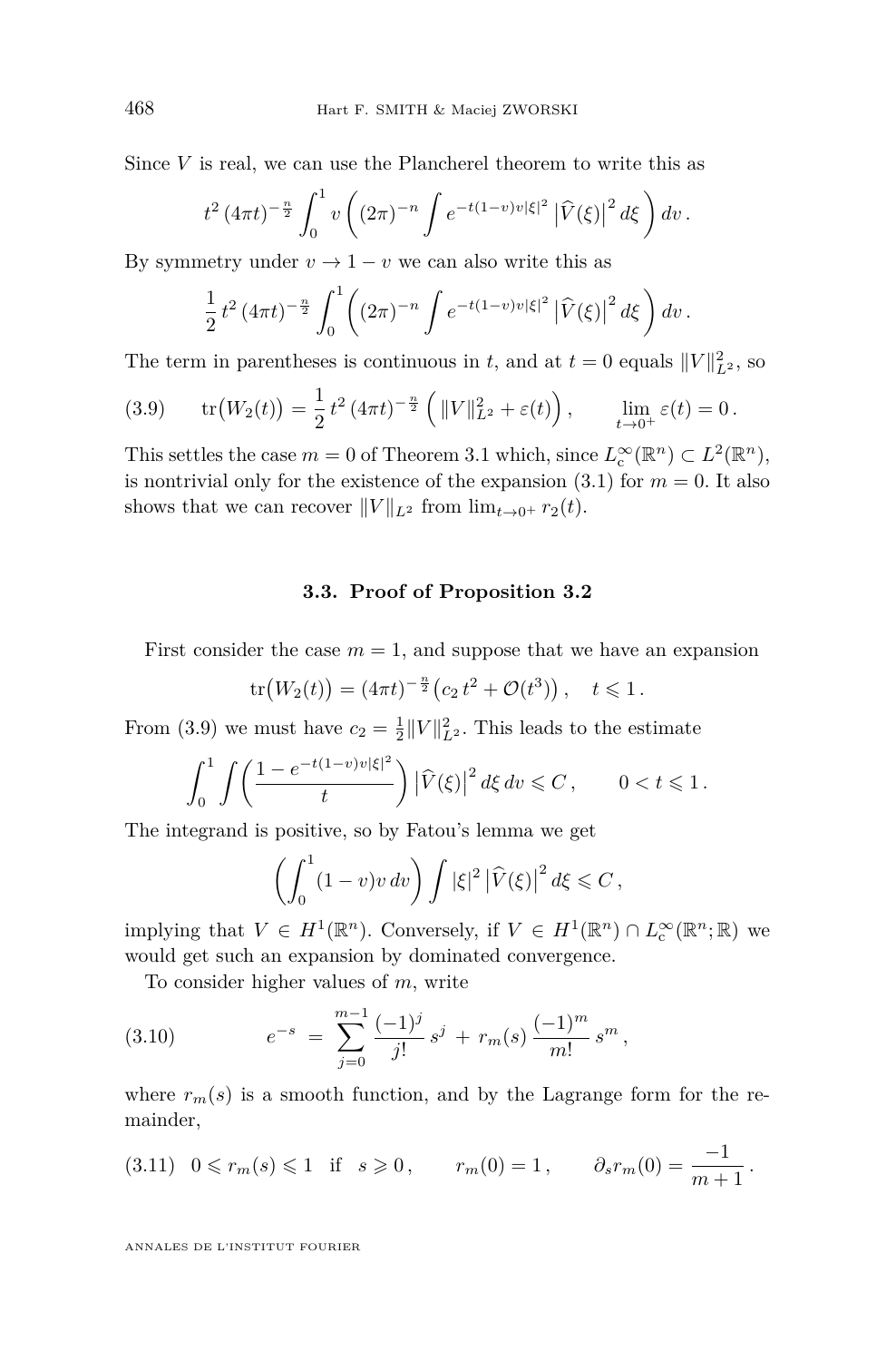Since $V$ is real, we can use the Plancherel theorem to write this as

$$t^2 \, (4\pi t)^{-\frac{n}{2}} \int_0^1 v \left( (2\pi)^{-n} \int e^{-t(1-v)v|\xi|^2} \left|\widehat{V}(\xi)\right|^2 d\xi \right) dv \,.$$

By symmetry under $v \to 1 - v$ we can also write this as

$$\frac{1}{2} \, t^2 \, (4\pi t)^{-\frac{n}{2}} \int_0^1 \left( (2\pi)^{-n} \int e^{-t(1-v)v|\xi|^2} \left|\widehat{V}(\xi)\right|^2 d\xi \right) dv \,.$$

The term in parentheses is continuous in $t$, and at $t = 0$ equals $\|V\|_{L^2}^2$, so

$$\operatorname{tr}\big(W_2(t)\big) = \frac{1}{2} \, t^2 \, (4\pi t)^{-\frac{n}{2}} \left( \|V\|_{L^2}^2 + \varepsilon(t) \right), \qquad \lim_{t \to 0^+} \varepsilon(t) = 0 \,. \tag{3.9}$$

This settles the case $m = 0$ of Theorem 3.1 which, since $L^\infty_{\mathrm{c}}(\mathbb{R}^n) \subset L^2(\mathbb{R}^n)$, is nontrivial only for the existence of the expansion (3.1) for $m = 0$. It also shows that we can recover $\|V\|_{L^2}$ from $\lim_{t \to 0^+} r_2(t)$.

### 3.3. Proof of Proposition 3.2

First consider the case $m = 1$, and suppose that we have an expansion

$$\operatorname{tr}\big(W_2(t)\big) = (4\pi t)^{-\frac{n}{2}} \big( c_2 \, t^2 + \mathcal{O}(t^3) \big) \,, \quad t \leqslant 1 \,.$$

From (3.9) we must have $c_2 = \frac{1}{2} \|V\|_{L^2}^2$. This leads to the estimate

$$\int_0^1 \int \left( \frac{1 - e^{-t(1-v)v|\xi|^2}}{t} \right) \left|\widehat{V}(\xi)\right|^2 d\xi \, dv \leqslant C \,, \qquad 0 < t \leqslant 1 \,.$$

The integrand is positive, so by Fatou's lemma we get

$$\left( \int_0^1 (1-v) v \, dv \right) \int |\xi|^2 \left|\widehat{V}(\xi)\right|^2 d\xi \leqslant C \,,$$

implying that $V \in H^1(\mathbb{R}^n)$. Conversely, if $V \in H^1(\mathbb{R}^n) \cap L^\infty_{\mathrm{c}}(\mathbb{R}^n; \mathbb{R})$ we would get such an expansion by dominated convergence.

To consider higher values of $m$, write

$$e^{-s} \; = \; \sum_{j=0}^{m-1} \frac{(-1)^j}{j!} \, s^j \, + \, r_m(s) \, \frac{(-1)^m}{m!} \, s^m \,, \tag{3.10}$$

where $r_m(s)$ is a smooth function, and by the Lagrange form for the remainder,

$$0 \leqslant r_m(s) \leqslant 1 \quad \text{if} \quad s \geqslant 0 \,, \qquad r_m(0) = 1 \,, \qquad \partial_s r_m(0) = \frac{-1}{m+1} \,. \tag{3.11}$$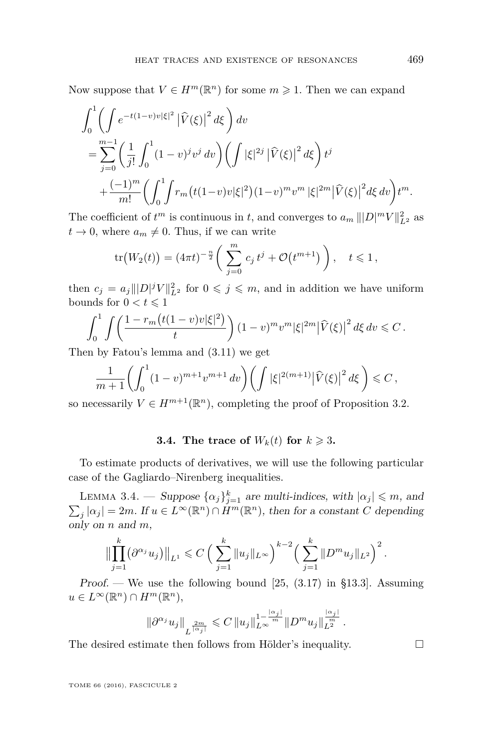Now suppose that $V \in H^m(\mathbb{R}^n)$ for some $m \geqslant 1$. Then we can expand

$$
\begin{aligned}
&\int_0^1 \left( \int e^{-t(1-v)v|\xi|^2} \left|\widehat{V}(\xi)\right|^2 d\xi \right) dv \\
&= \sum_{j=0}^{m-1} \left( \frac{1}{j!} \int_0^1 (1-v)^j v^j \, dv \right) \left( \int |\xi|^{2j} \left|\widehat{V}(\xi)\right|^2 d\xi \right) t^j \\
&\quad + \frac{(-1)^m}{m!} \left( \int_0^1 \int r_m\big(t(1-v)v|\xi|^2\big) (1-v)^m v^m \, |\xi|^{2m} \left|\widehat{V}(\xi)\right|^2 d\xi \, dv \right) t^m .
\end{aligned}
$$

The coefficient of $t^m$ is continuous in $t$, and converges to $a_m \, \||D|^m V\|_{L^2}^2$ as $t \to 0$, where $a_m \neq 0$. Thus, if we can write

$$
\operatorname{tr}\big(W_2(t)\big) = (4\pi t)^{-\frac{n}{2}} \left( \sum_{j=0}^{m} c_j \, t^j + \mathcal{O}\big(t^{m+1}\big) \right), \quad t \leqslant 1 ,
$$

then $c_j = a_j \||D|^j V\|_{L^2}^2$ for $0 \leqslant j \leqslant m$, and in addition we have uniform bounds for $0 < t \leqslant 1$

$$
\int_0^1 \int \left( \frac{1 - r_m\big(t(1-v)v|\xi|^2\big)}{t} \right) (1-v)^m v^m |\xi|^{2m} \left|\widehat{V}(\xi)\right|^2 d\xi \, dv \leqslant C .
$$

Then by Fatou's lemma and (3.11) we get

$$
\frac{1}{m+1} \left( \int_0^1 (1-v)^{m+1} v^{m+1} \, dv \right) \left( \int |\xi|^{2(m+1)} \left|\widehat{V}(\xi)\right|^2 d\xi \right) \leqslant C ,
$$

so necessarily $V \in H^{m+1}(\mathbb{R}^n)$, completing the proof of Proposition 3.2.

### 3.4. The trace of $W_k(t)$ for $k \geqslant 3$.

To estimate products of derivatives, we will use the following particular case of the Gagliardo–Nirenberg inequalities.

Lemma 3.4. — *Suppose $\{\alpha_j\}_{j=1}^k$ are multi-indices, with $|\alpha_j| \leqslant m$, and $\sum_j |\alpha_j| = 2m$. If $u \in L^\infty(\mathbb{R}^n) \cap H^m(\mathbb{R}^n)$, then for a constant $C$ depending only on $n$ and $m$,*

$$
\Big\| \prod_{j=1}^k \big(\partial^{\alpha_j} u_j\big) \Big\|_{L^1} \leqslant C \Big( \sum_{j=1}^k \|u_j\|_{L^\infty} \Big)^{k-2} \Big( \sum_{j=1}^k \|D^m u_j\|_{L^2} \Big)^2 .
$$

*Proof.* — We use the following bound [25, (3.17) in §13.3]. Assuming $u \in L^\infty(\mathbb{R}^n) \cap H^m(\mathbb{R}^n)$,

$$
\|\partial^{\alpha_j} u_j\|_{L^{\frac{2m}{|\alpha_j|}}} \leqslant C \, \|u_j\|_{L^\infty}^{1 - \frac{|\alpha_j|}{m}} \, \|D^m u_j\|_{L^2}^{\frac{|\alpha_j|}{m}} .
$$

The desired estimate then follows from Hölder's inequality. □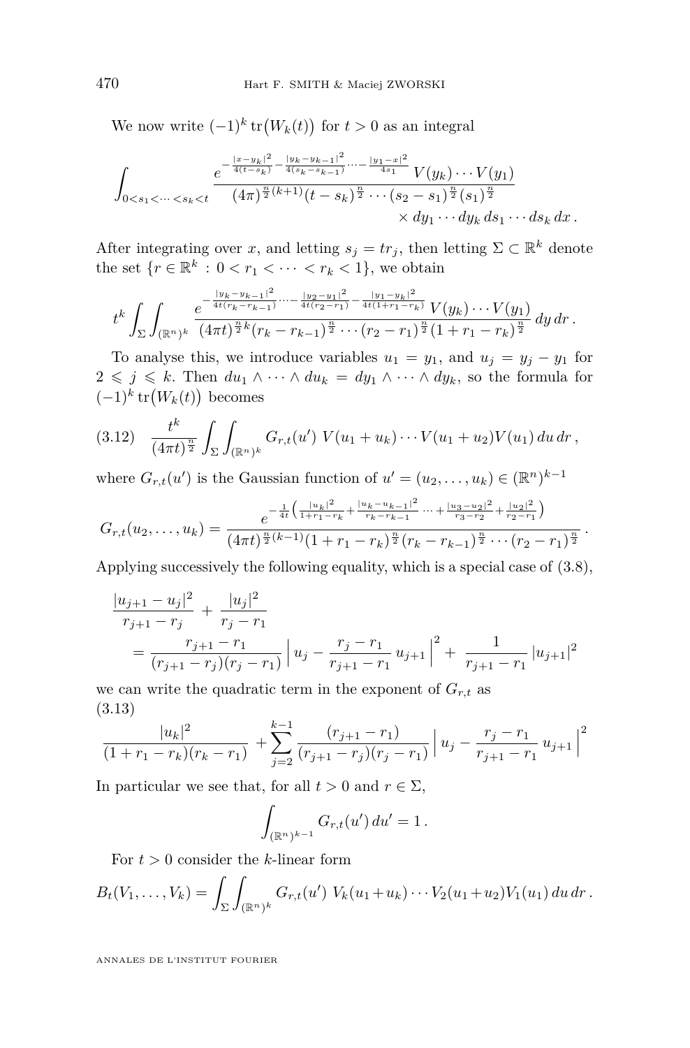We now write $(-1)^k \operatorname{tr}\big(W_k(t)\big)$ for $t > 0$ as an integral

$$\int_{0<s_1<\cdots<s_k<t} \frac{e^{-\frac{|x-y_k|^2}{4(t-s_k)} - \frac{|y_k-y_{k-1}|^2}{4(s_k-s_{k-1})} \cdots - \frac{|y_1-x|^2}{4s_1}} \, V(y_k)\cdots V(y_1)}{(4\pi)^{\frac{n}{2}(k+1)}(t-s_k)^{\frac{n}{2}} \cdots (s_2-s_1)^{\frac{n}{2}} (s_1)^{\frac{n}{2}}} \times dy_1 \cdots dy_k \, ds_1 \cdots ds_k \, dx \,.$$

After integrating over $x$, and letting $s_j = tr_j$, then letting $\Sigma \subset \mathbb{R}^k$ denote the set $\{r \in \mathbb{R}^k \,:\, 0 < r_1 < \cdots < r_k < 1\}$, we obtain

$$t^k \int_\Sigma \int_{(\mathbb{R}^n)^k} \frac{e^{-\frac{|y_k-y_{k-1}|^2}{4t(r_k-r_{k-1})} \cdots - \frac{|y_2-y_1|^2}{4t(r_2-r_1)} - \frac{|y_1-y_k|^2}{4t(1+r_1-r_k)}} \, V(y_k)\cdots V(y_1)}{(4\pi t)^{\frac{n}{2}k}(r_k-r_{k-1})^{\frac{n}{2}} \cdots (r_2-r_1)^{\frac{n}{2}} (1+r_1-r_k)^{\frac{n}{2}}} \, dy \, dr \,.$$

To analyse this, we introduce variables $u_1 = y_1$, and $u_j = y_j - y_1$ for $2 \leqslant j \leqslant k$. Then $du_1 \wedge \cdots \wedge du_k = dy_1 \wedge \cdots \wedge dy_k$, so the formula for $(-1)^k \operatorname{tr}\big(W_k(t)\big)$ becomes

$$\frac{t^k}{(4\pi t)^{\frac{n}{2}}} \int_\Sigma \int_{(\mathbb{R}^n)^k} G_{r,t}(u') \; V(u_1+u_k)\cdots V(u_1+u_2) V(u_1) \, du \, dr \,, \tag{3.12}$$

where $G_{r,t}(u')$ is the Gaussian function of $u' = (u_2, \ldots, u_k) \in (\mathbb{R}^n)^{k-1}$

$$G_{r,t}(u_2, \ldots, u_k) = \frac{e^{-\frac{1}{4t}\left(\frac{|u_k|^2}{1+r_1-r_k} + \frac{|u_k-u_{k-1}|^2}{r_k-r_{k-1}} \cdots + \frac{|u_3-u_2|^2}{r_3-r_2} + \frac{|u_2|^2}{r_2-r_1}\right)}}{(4\pi t)^{\frac{n}{2}(k-1)}(1+r_1-r_k)^{\frac{n}{2}}(r_k-r_{k-1})^{\frac{n}{2}} \cdots (r_2-r_1)^{\frac{n}{2}}} \,.$$

Applying successively the following equality, which is a special case of (3.8),

$$\begin{aligned} &\frac{|u_{j+1}-u_j|^2}{r_{j+1}-r_j} + \frac{|u_j|^2}{r_j-r_1} \\ &\quad = \frac{r_{j+1}-r_1}{(r_{j+1}-r_j)(r_j-r_1)} \Big| \, u_j - \frac{r_j-r_1}{r_{j+1}-r_1} \, u_{j+1} \Big|^2 + \frac{1}{r_{j+1}-r_1} \, |u_{j+1}|^2 \end{aligned}$$

we can write the quadratic term in the exponent of $G_{r,t}$ as

$$\frac{|u_k|^2}{(1+r_1-r_k)(r_k-r_1)} + \sum_{j=2}^{k-1} \frac{(r_{j+1}-r_1)}{(r_{j+1}-r_j)(r_j-r_1)} \Big| \, u_j - \frac{r_j-r_1}{r_{j+1}-r_1} \, u_{j+1} \Big|^2 \tag{3.13}$$

In particular we see that, for all $t > 0$ and $r \in \Sigma$,

$$\int_{(\mathbb{R}^n)^{k-1}} G_{r,t}(u') \, du' = 1 \,.$$

For $t > 0$ consider the $k$-linear form

$$B_t(V_1, \ldots, V_k) = \int_\Sigma \int_{(\mathbb{R}^n)^k} G_{r,t}(u') \; V_k(u_1+u_k)\cdots V_2(u_1+u_2) V_1(u_1) \, du \, dr \,.$$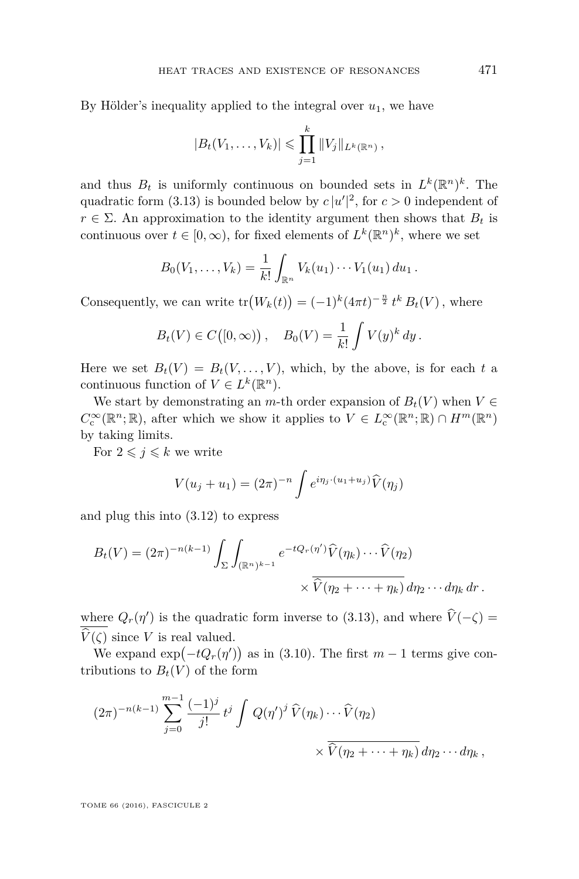By Hölder's inequality applied to the integral over $u_1$, we have

$$|B_t(V_1, \dots, V_k)| \leqslant \prod_{j=1}^{k} \|V_j\|_{L^k(\mathbb{R}^n)} ,$$

and thus $B_t$ is uniformly continuous on bounded sets in $L^k(\mathbb{R}^n)^k$. The quadratic form (3.13) is bounded below by $c\,|u'|^2$, for $c > 0$ independent of $r \in \Sigma$. An approximation to the identity argument then shows that $B_t$ is continuous over $t \in [0, \infty)$, for fixed elements of $L^k(\mathbb{R}^n)^k$, where we set

$$B_0(V_1, \dots, V_k) = \frac{1}{k!} \int_{\mathbb{R}^n} V_k(u_1) \cdots V_1(u_1)\, du_1 .$$

Consequently, we can write $\mathrm{tr}\big(W_k(t)\big) = (-1)^k (4\pi t)^{-\frac{n}{2}}\, t^k\, B_t(V)$, where

$$B_t(V) \in C\big([0,\infty)\big) , \quad B_0(V) = \frac{1}{k!} \int V(y)^k\, dy .$$

Here we set $B_t(V) = B_t(V, \dots, V)$, which, by the above, is for each $t$ a continuous function of $V \in L^k(\mathbb{R}^n)$.

We start by demonstrating an $m$-th order expansion of $B_t(V)$ when $V \in C_c^\infty(\mathbb{R}^n; \mathbb{R})$, after which we show it applies to $V \in L_c^\infty(\mathbb{R}^n; \mathbb{R}) \cap H^m(\mathbb{R}^n)$ by taking limits.

For $2 \leqslant j \leqslant k$ we write

$$V(u_j + u_1) = (2\pi)^{-n} \int e^{i\eta_j \cdot (u_1 + u_j)} \widehat{V}(\eta_j)$$

and plug this into (3.12) to express

$$B_t(V) = (2\pi)^{-n(k-1)} \int_\Sigma \int_{(\mathbb{R}^n)^{k-1}} e^{-tQ_r(\eta')} \widehat{V}(\eta_k) \cdots \widehat{V}(\eta_2) \times \overline{\widehat{V}(\eta_2 + \cdots + \eta_k)}\, d\eta_2 \cdots d\eta_k\, dr .$$

where $Q_r(\eta')$ is the quadratic form inverse to (3.13), and where $\widehat{V}(-\zeta) = \overline{\widehat{V}(\zeta)}$ since $V$ is real valued.

We expand $\exp\big(-tQ_r(\eta')\big)$ as in (3.10). The first $m-1$ terms give contributions to $B_t(V)$ of the form

$$(2\pi)^{-n(k-1)} \sum_{j=0}^{m-1} \frac{(-1)^j}{j!}\, t^j \int Q(\eta')^j\, \widehat{V}(\eta_k) \cdots \widehat{V}(\eta_2) \times \overline{\widehat{V}(\eta_2 + \cdots + \eta_k)}\, d\eta_2 \cdots d\eta_k ,$$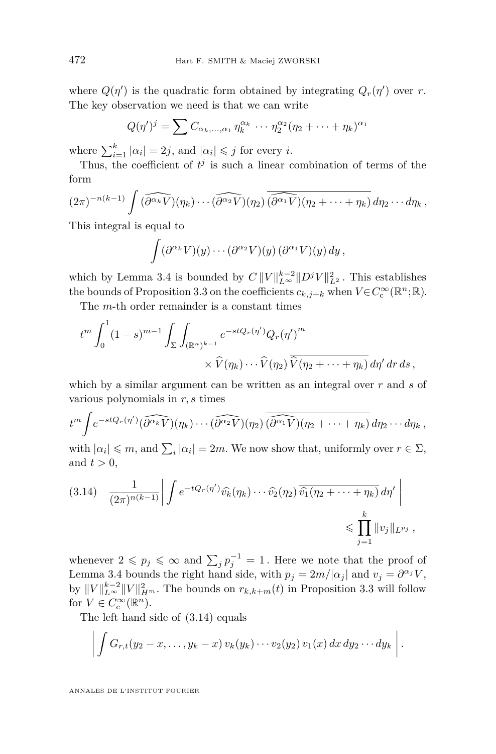where $Q(\eta')$ is the quadratic form obtained by integrating $Q_r(\eta')$ over $r$. The key observation we need is that we can write

$$Q(\eta')^j = \sum C_{\alpha_k,\ldots,\alpha_1}\, \eta_k^{\alpha_k} \cdots \eta_2^{\alpha_2}(\eta_2+\cdots+\eta_k)^{\alpha_1}$$

where $\sum_{i=1}^k |\alpha_i| = 2j$, and $|\alpha_i| \leqslant j$ for every $i$.

Thus, the coefficient of $t^j$ is such a linear combination of terms of the form

$$(2\pi)^{-n(k-1)} \int \widehat{(\partial^{\alpha_k} V)}(\eta_k)\cdots\widehat{(\partial^{\alpha_2} V)}(\eta_2)\,\overline{\widehat{(\partial^{\alpha_1} V)}(\eta_2+\cdots+\eta_k)}\,d\eta_2\cdots d\eta_k\,,$$

This integral is equal to

$$\int (\partial^{\alpha_k} V)(y)\cdots(\partial^{\alpha_2} V)(y)\,(\partial^{\alpha_1} V)(y)\,dy\,,$$

which by Lemma 3.4 is bounded by $C\,\|V\|_{L^\infty}^{k-2}\|D^j V\|_{L^2}^2$. This establishes the bounds of Proposition 3.3 on the coefficients $c_{k,j+k}$ when $V \in C_{\mathrm{c}}^\infty(\mathbb{R}^n;\mathbb{R})$.

The $m$-th order remainder is a constant times

$$t^m \int_0^1 (1-s)^{m-1} \int_\Sigma \int_{(\mathbb{R}^n)^{k-1}} e^{-stQ_r(\eta')} Q_r(\eta')^m \times \widehat{V}(\eta_k)\cdots\widehat{V}(\eta_2)\,\overline{\widehat{V}(\eta_2+\cdots+\eta_k)}\,d\eta'\,dr\,ds\,,$$

which by a similar argument can be written as an integral over $r$ and $s$ of various polynomials in $r, s$ times

$$t^m \int e^{-stQ_r(\eta')} \widehat{(\partial^{\alpha_k} V)}(\eta_k)\cdots\widehat{(\partial^{\alpha_2} V)}(\eta_2)\,\overline{\widehat{(\partial^{\alpha_1} V)}(\eta_2+\cdots+\eta_k)}\,d\eta_2\cdots d\eta_k\,,$$

with $|\alpha_i| \leqslant m$, and $\sum_i |\alpha_i| = 2m$. We now show that, uniformly over $r \in \Sigma$, and $t > 0$,

$$\frac{1}{(2\pi)^{n(k-1)}} \left| \int e^{-tQ_r(\eta')} \widehat{v_k}(\eta_k)\cdots\widehat{v_2}(\eta_2)\,\overline{\widehat{v_1}(\eta_2+\cdots+\eta_k)}\,d\eta' \right| \leqslant \prod_{j=1}^k \|v_j\|_{L^{p_j}}\,, \tag{3.14}$$

whenever $2 \leqslant p_j \leqslant \infty$ and $\sum_j p_j^{-1} = 1$. Here we note that the proof of Lemma 3.4 bounds the right hand side, with $p_j = 2m/|\alpha_j|$ and $v_j = \partial^{\alpha_j} V$, by $\|V\|_{L^\infty}^{k-2}\|V\|_{H^m}^2$. The bounds on $r_{k,k+m}(t)$ in Proposition 3.3 will follow for $V \in C_{\mathrm{c}}^\infty(\mathbb{R}^n)$.

The left hand side of (3.14) equals

$$\left| \int G_{r,t}(y_2 - x, \ldots, y_k - x)\, v_k(y_k)\cdots v_2(y_2)\, v_1(x)\,dx\,dy_2\cdots dy_k \right|.$$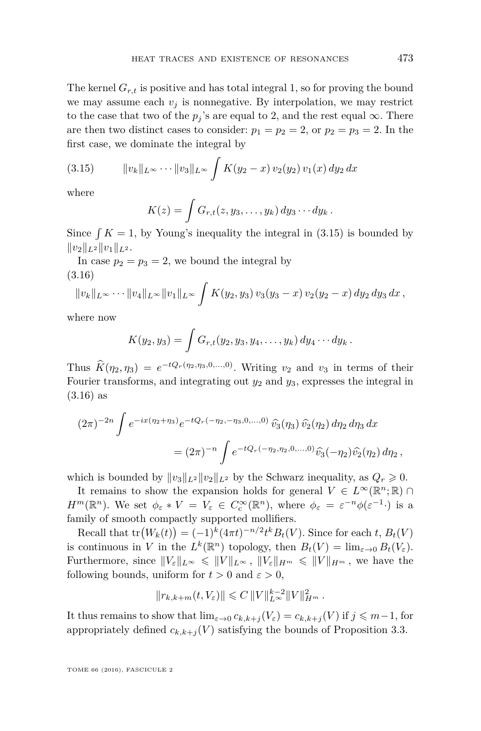The kernel $G_{r,t}$ is positive and has total integral 1, so for proving the bound we may assume each $v_j$ is nonnegative. By interpolation, we may restrict to the case that two of the $p_j$'s are equal to 2, and the rest equal $\infty$. There are then two distinct cases to consider: $p_1 = p_2 = 2$, or $p_2 = p_3 = 2$. In the first case, we dominate the integral by

$$\|v_k\|_{L^\infty} \cdots \|v_3\|_{L^\infty} \int K(y_2 - x)\, v_2(y_2)\, v_1(x)\, dy_2\, dx \tag{3.15}$$

where

$$K(z) = \int G_{r,t}(z, y_3, \ldots, y_k)\, dy_3 \cdots dy_k\, .$$

Since $\int K = 1$, by Young's inequality the integral in (3.15) is bounded by $\|v_2\|_{L^2} \|v_1\|_{L^2}$.

In case $p_2 = p_3 = 2$, we bound the integral by

$$\|v_k\|_{L^\infty} \cdots \|v_4\|_{L^\infty} \|v_1\|_{L^\infty} \int K(y_2, y_3)\, v_3(y_3 - x)\, v_2(y_2 - x)\, dy_2\, dy_3\, dx\, , \tag{3.16}$$

where now

$$K(y_2, y_3) = \int G_{r,t}(y_2, y_3, y_4, \ldots, y_k)\, dy_4 \cdots dy_k\, .$$

Thus $\widehat{K}(\eta_2, \eta_3) = e^{-tQ_r(\eta_2, \eta_3, 0, \ldots, 0)}$. Writing $v_2$ and $v_3$ in terms of their Fourier transforms, and integrating out $y_2$ and $y_3$, expresses the integral in (3.16) as

$$\begin{aligned}(2\pi)^{-2n} \int e^{-ix(\eta_2 + \eta_3)} e^{-tQ_r(-\eta_2, -\eta_3, 0, \ldots, 0)}\, \widehat{v}_3(\eta_3)\, \widehat{v}_2(\eta_2)\, d\eta_2\, d\eta_3\, dx \\ = (2\pi)^{-n} \int e^{-tQ_r(-\eta_2, \eta_2, 0, \ldots, 0)} \widehat{v}_3(-\eta_2) \widehat{v}_2(\eta_2)\, d\eta_2\, ,\end{aligned}$$

which is bounded by $\|v_3\|_{L^2} \|v_2\|_{L^2}$ by the Schwarz inequality, as $Q_r \geqslant 0$.

It remains to show the expansion holds for general $V \in L^\infty(\mathbb{R}^n; \mathbb{R}) \cap H^m(\mathbb{R}^n)$. We set $\phi_\varepsilon * V = V_\varepsilon \in C_c^\infty(\mathbb{R}^n)$, where $\phi_\varepsilon = \varepsilon^{-n} \phi(\varepsilon^{-1} \cdot)$ is a family of smooth compactly supported mollifiers.

Recall that $\operatorname{tr}\big(W_k(t)\big) = (-1)^k (4\pi t)^{-n/2} t^k B_t(V)$. Since for each $t$, $B_t(V)$ is continuous in $V$ in the $L^k(\mathbb{R}^n)$ topology, then $B_t(V) = \lim_{\varepsilon \to 0} B_t(V_\varepsilon)$. Furthermore, since $\|V_\varepsilon\|_{L^\infty} \leqslant \|V\|_{L^\infty}$, $\|V_\varepsilon\|_{H^m} \leqslant \|V\|_{H^m}$, we have the following bounds, uniform for $t > 0$ and $\varepsilon > 0$,

$$\|r_{k,k+m}(t, V_\varepsilon)\| \leqslant C\, \|V\|_{L^\infty}^{k-2} \|V\|_{H^m}^2\, .$$

It thus remains to show that $\lim_{\varepsilon \to 0} c_{k,k+j}(V_\varepsilon) = c_{k,k+j}(V)$ if $j \leqslant m-1$, for appropriately defined $c_{k,k+j}(V)$ satisfying the bounds of Proposition 3.3.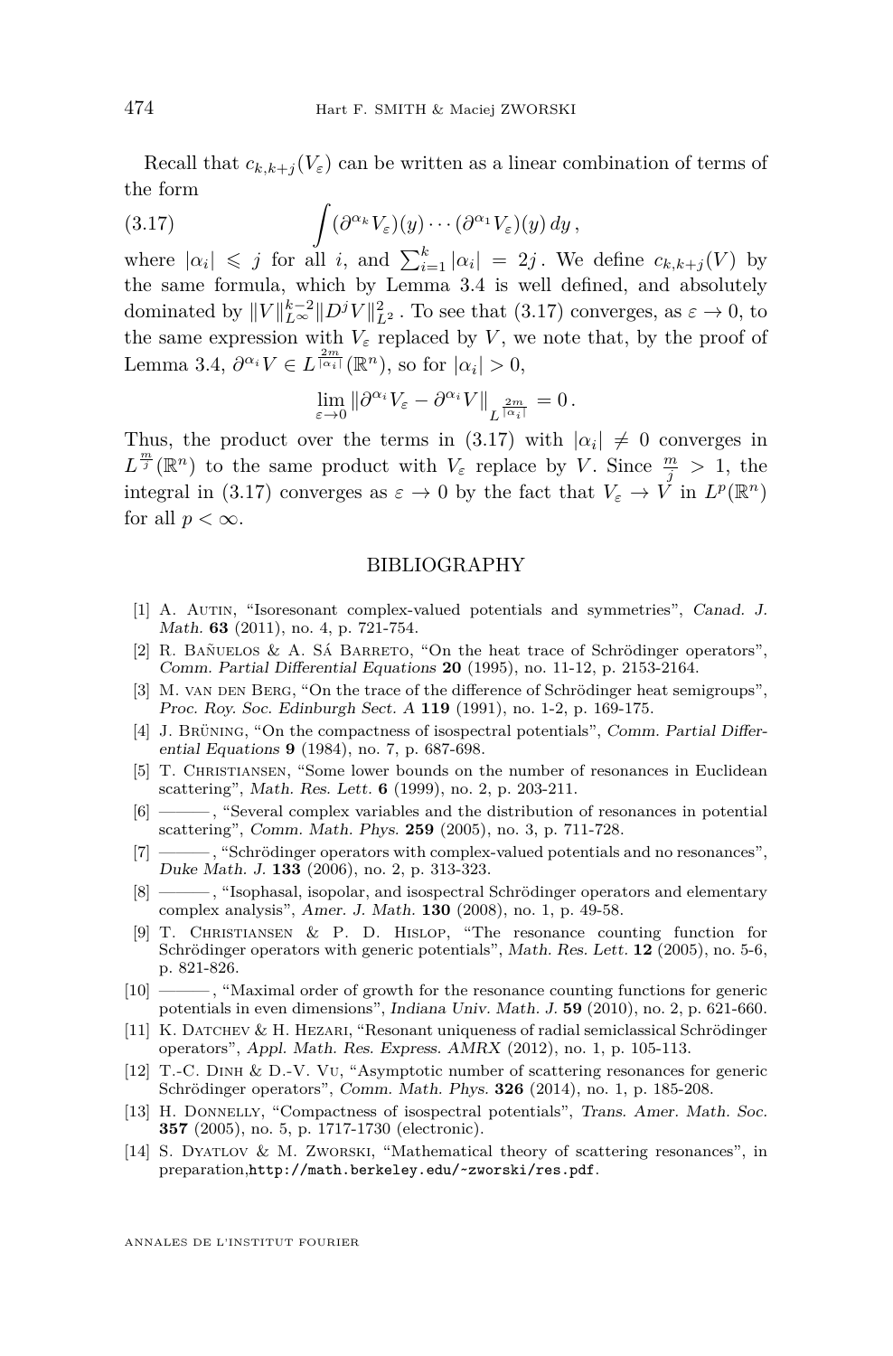Recall that $c_{k,k+j}(V_\varepsilon)$ can be written as a linear combination of terms of the form

$$\int (\partial^{\alpha_k} V_\varepsilon)(y) \cdots (\partial^{\alpha_1} V_\varepsilon)(y)\, dy\,, \tag{3.17}$$

where $|\alpha_i| \leqslant j$ for all $i$, and $\sum_{i=1}^k |\alpha_i| = 2j$. We define $c_{k,k+j}(V)$ by the same formula, which by Lemma 3.4 is well defined, and absolutely dominated by $\|V\|_{L^\infty}^{k-2} \|D^j V\|_{L^2}^2$. To see that (3.17) converges, as $\varepsilon \to 0$, to the same expression with $V_\varepsilon$ replaced by $V$, we note that, by the proof of Lemma 3.4, $\partial^{\alpha_i} V \in L^{\frac{2m}{|\alpha_i|}}(\mathbb{R}^n)$, so for $|\alpha_i| > 0$,

$$\lim_{\varepsilon \to 0} \|\partial^{\alpha_i} V_\varepsilon - \partial^{\alpha_i} V\|_{L^{\frac{2m}{|\alpha_i|}}} = 0\,.$$

Thus, the product over the terms in (3.17) with $|\alpha_i| \neq 0$ converges in $L^{\frac{m}{j}}(\mathbb{R}^n)$ to the same product with $V_\varepsilon$ replace by $V$. Since $\frac{m}{j} > 1$, the integral in (3.17) converges as $\varepsilon \to 0$ by the fact that $V_\varepsilon \to V$ in $L^p(\mathbb{R}^n)$ for all $p < \infty$.

## BIBLIOGRAPHY

[1] A. Autin, "Isoresonant complex-valued potentials and symmetries", *Canad. J. Math.* **63** (2011), no. 4, p. 721-754.

[2] R. Bañuelos & A. Sá Barreto, "On the heat trace of Schrödinger operators", *Comm. Partial Differential Equations* **20** (1995), no. 11-12, p. 2153-2164.

[3] M. van den Berg, "On the trace of the difference of Schrödinger heat semigroups", *Proc. Roy. Soc. Edinburgh Sect. A* **119** (1991), no. 1-2, p. 169-175.

[4] J. Brüning, "On the compactness of isospectral potentials", *Comm. Partial Differential Equations* **9** (1984), no. 7, p. 687-698.

[5] T. Christiansen, "Some lower bounds on the number of resonances in Euclidean scattering", *Math. Res. Lett.* **6** (1999), no. 2, p. 203-211.

[6] ———, "Several complex variables and the distribution of resonances in potential scattering", *Comm. Math. Phys.* **259** (2005), no. 3, p. 711-728.

[7] ———, "Schrödinger operators with complex-valued potentials and no resonances", *Duke Math. J.* **133** (2006), no. 2, p. 313-323.

[8] ———, "Isophasal, isopolar, and isospectral Schrödinger operators and elementary complex analysis", *Amer. J. Math.* **130** (2008), no. 1, p. 49-58.

[9] T. Christiansen & P. D. Hislop, "The resonance counting function for Schrödinger operators with generic potentials", *Math. Res. Lett.* **12** (2005), no. 5-6, p. 821-826.

[10] ———, "Maximal order of growth for the resonance counting functions for generic potentials in even dimensions", *Indiana Univ. Math. J.* **59** (2010), no. 2, p. 621-660.

[11] K. Datchev & H. Hezari, "Resonant uniqueness of radial semiclassical Schrödinger operators", *Appl. Math. Res. Express. AMRX* (2012), no. 1, p. 105-113.

[12] T.-C. Dinh & D.-V. Vu, "Asymptotic number of scattering resonances for generic Schrödinger operators", *Comm. Math. Phys.* **326** (2014), no. 1, p. 185-208.

[13] H. Donnelly, "Compactness of isospectral potentials", *Trans. Amer. Math. Soc.* **357** (2005), no. 5, p. 1717-1730 (electronic).

[14] S. Dyatlov & M. Zworski, "Mathematical theory of scattering resonances", in preparation, http://math.berkeley.edu/~zworski/res.pdf.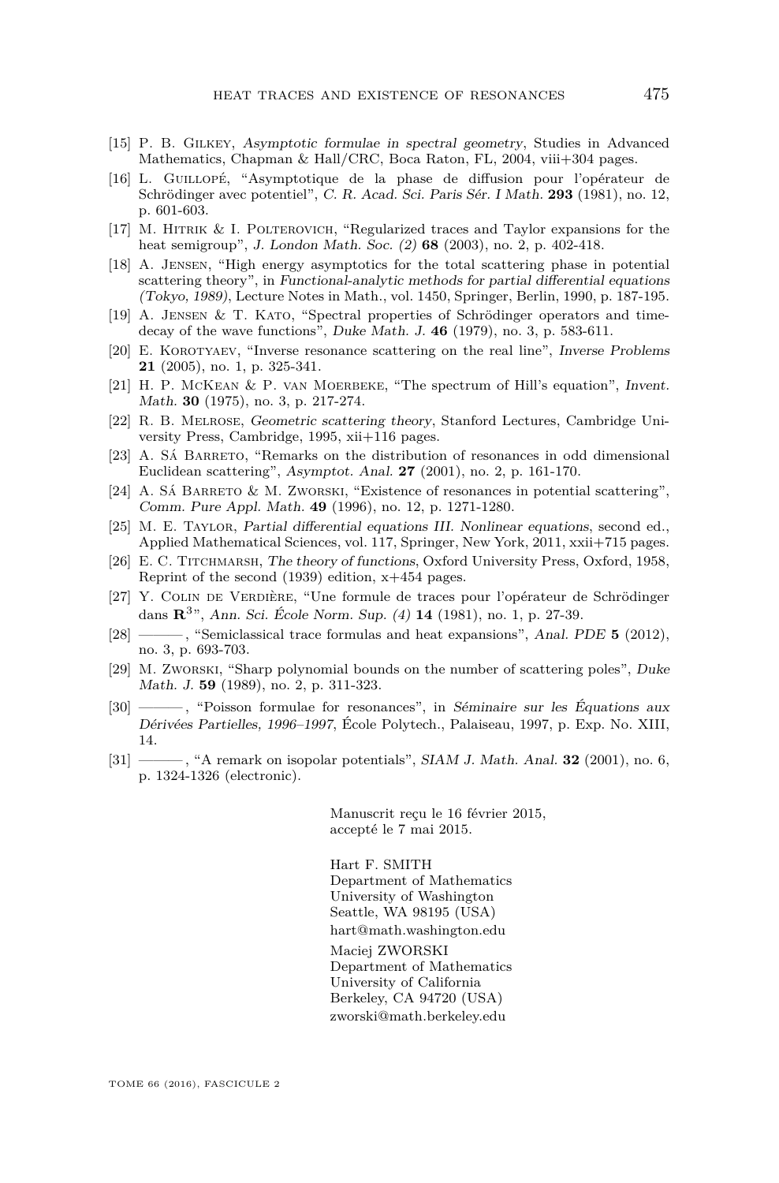[15] P. B. Gilkey, *Asymptotic formulae in spectral geometry*, Studies in Advanced Mathematics, Chapman & Hall/CRC, Boca Raton, FL, 2004, viii+304 pages.

[16] L. Guillopé, "Asymptotique de la phase de diffusion pour l'opérateur de Schrödinger avec potentiel", *C. R. Acad. Sci. Paris Sér. I Math.* **293** (1981), no. 12, p. 601-603.

[17] M. Hitrik & I. Polterovich, "Regularized traces and Taylor expansions for the heat semigroup", *J. London Math. Soc. (2)* **68** (2003), no. 2, p. 402-418.

[18] A. Jensen, "High energy asymptotics for the total scattering phase in potential scattering theory", in *Functional-analytic methods for partial differential equations (Tokyo, 1989)*, Lecture Notes in Math., vol. 1450, Springer, Berlin, 1990, p. 187-195.

[19] A. Jensen & T. Kato, "Spectral properties of Schrödinger operators and time-decay of the wave functions", *Duke Math. J.* **46** (1979), no. 3, p. 583-611.

[20] E. Korotyaev, "Inverse resonance scattering on the real line", *Inverse Problems* **21** (2005), no. 1, p. 325-341.

[21] H. P. McKean & P. van Moerbeke, "The spectrum of Hill's equation", *Invent. Math.* **30** (1975), no. 3, p. 217-274.

[22] R. B. Melrose, *Geometric scattering theory*, Stanford Lectures, Cambridge University Press, Cambridge, 1995, xii+116 pages.

[23] A. Sá Barreto, "Remarks on the distribution of resonances in odd dimensional Euclidean scattering", *Asymptot. Anal.* **27** (2001), no. 2, p. 161-170.

[24] A. Sá Barreto & M. Zworski, "Existence of resonances in potential scattering", *Comm. Pure Appl. Math.* **49** (1996), no. 12, p. 1271-1280.

[25] M. E. Taylor, *Partial differential equations III. Nonlinear equations*, second ed., Applied Mathematical Sciences, vol. 117, Springer, New York, 2011, xxii+715 pages.

[26] E. C. Titchmarsh, *The theory of functions*, Oxford University Press, Oxford, 1958, Reprint of the second (1939) edition, x+454 pages.

[27] Y. Colin de Verdière, "Une formule de traces pour l'opérateur de Schrödinger dans $\mathbf{R}^3$", *Ann. Sci. École Norm. Sup. (4)* **14** (1981), no. 1, p. 27-39.

[28] ———, "Semiclassical trace formulas and heat expansions", *Anal. PDE* **5** (2012), no. 3, p. 693-703.

[29] M. Zworski, "Sharp polynomial bounds on the number of scattering poles", *Duke Math. J.* **59** (1989), no. 2, p. 311-323.

[30] ———, "Poisson formulae for resonances", in *Séminaire sur les Équations aux Dérivées Partielles, 1996–1997*, École Polytech., Palaiseau, 1997, p. Exp. No. XIII, 14.

[31] ———, "A remark on isopolar potentials", *SIAM J. Math. Anal.* **32** (2001), no. 6, p. 1324-1326 (electronic).

Manuscrit reçu le 16 février 2015,
accepté le 7 mai 2015.

Hart F. SMITH
Department of Mathematics
University of Washington
Seattle, WA 98195 (USA)
hart@math.washington.edu

Maciej ZWORSKI
Department of Mathematics
University of California
Berkeley, CA 94720 (USA)
zworski@math.berkeley.edu